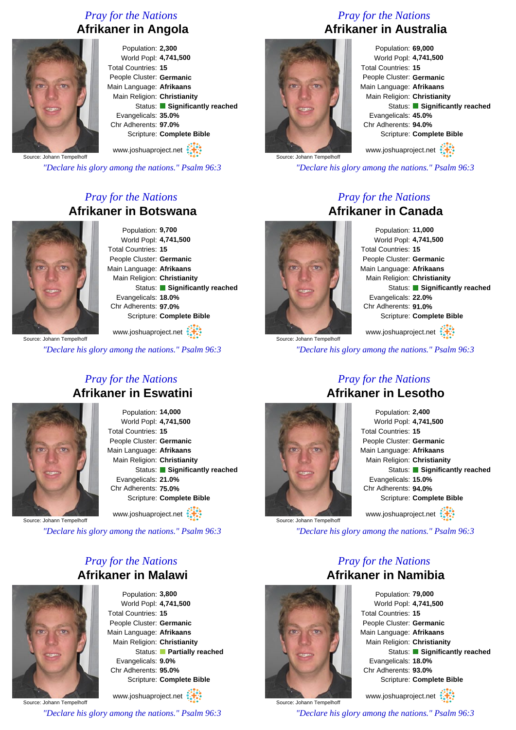*Pray for the Nations*

## Afrikaner in Angola

Source: Johann Tempelhoff

Population: **2,300**
World Popl: **4,741,500**
Total Countries: **15**
People Cluster: **Germanic**
Main Language: **Afrikaans**
Main Religion: **Christianity**
Status: **Significantly reached**
Evangelicals: **35.0%**
Chr Adherents: **97.0%**
Scripture: **Complete Bible**

www.joshuaproject.net

*"Declare his glory among the nations." Psalm 96:3*

*Pray for the Nations*

## Afrikaner in Australia

Source: Johann Tempelhoff

Population: **69,000**
World Popl: **4,741,500**
Total Countries: **15**
People Cluster: **Germanic**
Main Language: **Afrikaans**
Main Religion: **Christianity**
Status: **Significantly reached**
Evangelicals: **45.0%**
Chr Adherents: **94.0%**
Scripture: **Complete Bible**

www.joshuaproject.net

*"Declare his glory among the nations." Psalm 96:3*

*Pray for the Nations*

## Afrikaner in Botswana

Source: Johann Tempelhoff

Population: **9,700**
World Popl: **4,741,500**
Total Countries: **15**
People Cluster: **Germanic**
Main Language: **Afrikaans**
Main Religion: **Christianity**
Status: **Significantly reached**
Evangelicals: **18.0%**
Chr Adherents: **97.0%**
Scripture: **Complete Bible**

www.joshuaproject.net

*"Declare his glory among the nations." Psalm 96:3*

*Pray for the Nations*

## Afrikaner in Canada

Source: Johann Tempelhoff

Population: **11,000**
World Popl: **4,741,500**
Total Countries: **15**
People Cluster: **Germanic**
Main Language: **Afrikaans**
Main Religion: **Christianity**
Status: **Significantly reached**
Evangelicals: **22.0%**
Chr Adherents: **91.0%**
Scripture: **Complete Bible**

www.joshuaproject.net

*"Declare his glory among the nations." Psalm 96:3*

*Pray for the Nations*

## Afrikaner in Eswatini

Source: Johann Tempelhoff

Population: **14,000**
World Popl: **4,741,500**
Total Countries: **15**
People Cluster: **Germanic**
Main Language: **Afrikaans**
Main Religion: **Christianity**
Status: **Significantly reached**
Evangelicals: **21.0%**
Chr Adherents: **75.0%**
Scripture: **Complete Bible**

www.joshuaproject.net

*"Declare his glory among the nations." Psalm 96:3*

*Pray for the Nations*

## Afrikaner in Lesotho

Source: Johann Tempelhoff

Population: **2,400**
World Popl: **4,741,500**
Total Countries: **15**
People Cluster: **Germanic**
Main Language: **Afrikaans**
Main Religion: **Christianity**
Status: **Significantly reached**
Evangelicals: **15.0%**
Chr Adherents: **94.0%**
Scripture: **Complete Bible**

www.joshuaproject.net

*"Declare his glory among the nations." Psalm 96:3*

*Pray for the Nations*

## Afrikaner in Malawi

Source: Johann Tempelhoff

Population: **3,800**
World Popl: **4,741,500**
Total Countries: **15**
People Cluster: **Germanic**
Main Language: **Afrikaans**
Main Religion: **Christianity**
Status: **Partially reached**
Evangelicals: **9.0%**
Chr Adherents: **95.0%**
Scripture: **Complete Bible**

www.joshuaproject.net

*"Declare his glory among the nations." Psalm 96:3*

*Pray for the Nations*

## Afrikaner in Namibia

Source: Johann Tempelhoff

Population: **79,000**
World Popl: **4,741,500**
Total Countries: **15**
People Cluster: **Germanic**
Main Language: **Afrikaans**
Main Religion: **Christianity**
Status: **Significantly reached**
Evangelicals: **18.0%**
Chr Adherents: **93.0%**
Scripture: **Complete Bible**

www.joshuaproject.net

*"Declare his glory among the nations." Psalm 96:3*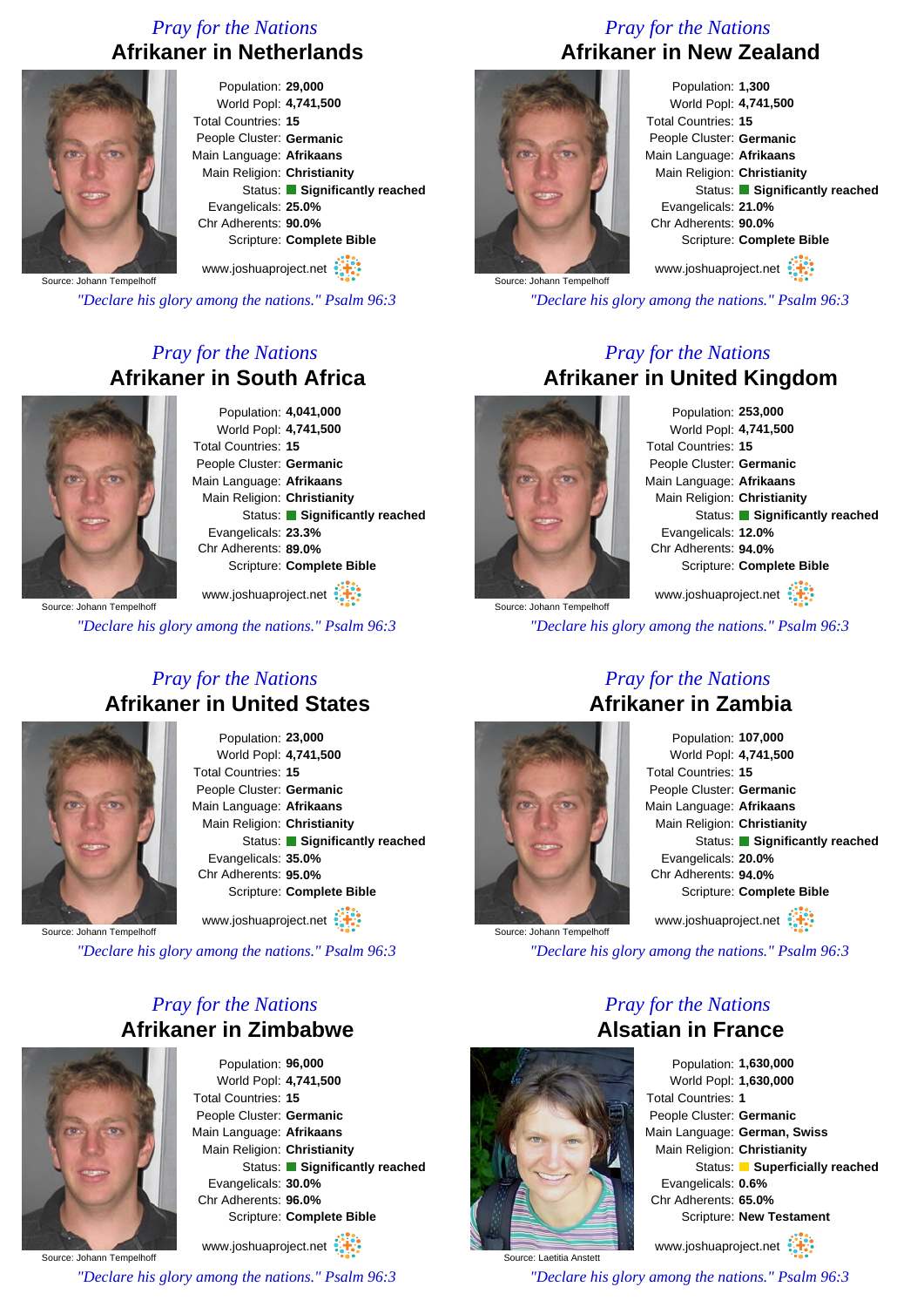*Pray for the Nations*

## Afrikaner in Netherlands

Source: Johann Tempelhoff

Population: **29,000**
World Popl: **4,741,500**
Total Countries: **15**
People Cluster: **Germanic**
Main Language: **Afrikaans**
Main Religion: **Christianity**
Status: **Significantly reached**
Evangelicals: **25.0%**
Chr Adherents: **90.0%**
Scripture: **Complete Bible**

www.joshuaproject.net

*"Declare his glory among the nations." Psalm 96:3*

*Pray for the Nations*

## Afrikaner in New Zealand

Source: Johann Tempelhoff

Population: **1,300**
World Popl: **4,741,500**
Total Countries: **15**
People Cluster: **Germanic**
Main Language: **Afrikaans**
Main Religion: **Christianity**
Status: **Significantly reached**
Evangelicals: **21.0%**
Chr Adherents: **90.0%**
Scripture: **Complete Bible**

www.joshuaproject.net

*"Declare his glory among the nations." Psalm 96:3*

*Pray for the Nations*

## Afrikaner in South Africa

Source: Johann Tempelhoff

Population: **4,041,000**
World Popl: **4,741,500**
Total Countries: **15**
People Cluster: **Germanic**
Main Language: **Afrikaans**
Main Religion: **Christianity**
Status: **Significantly reached**
Evangelicals: **23.3%**
Chr Adherents: **89.0%**
Scripture: **Complete Bible**

www.joshuaproject.net

*"Declare his glory among the nations." Psalm 96:3*

*Pray for the Nations*

## Afrikaner in United Kingdom

Source: Johann Tempelhoff

Population: **253,000**
World Popl: **4,741,500**
Total Countries: **15**
People Cluster: **Germanic**
Main Language: **Afrikaans**
Main Religion: **Christianity**
Status: **Significantly reached**
Evangelicals: **12.0%**
Chr Adherents: **94.0%**
Scripture: **Complete Bible**

www.joshuaproject.net

*"Declare his glory among the nations." Psalm 96:3*

*Pray for the Nations*

## Afrikaner in United States

Source: Johann Tempelhoff

Population: **23,000**
World Popl: **4,741,500**
Total Countries: **15**
People Cluster: **Germanic**
Main Language: **Afrikaans**
Main Religion: **Christianity**
Status: **Significantly reached**
Evangelicals: **35.0%**
Chr Adherents: **95.0%**
Scripture: **Complete Bible**

www.joshuaproject.net

*"Declare his glory among the nations." Psalm 96:3*

*Pray for the Nations*

## Afrikaner in Zambia

Source: Johann Tempelhoff

Population: **107,000**
World Popl: **4,741,500**
Total Countries: **15**
People Cluster: **Germanic**
Main Language: **Afrikaans**
Main Religion: **Christianity**
Status: **Significantly reached**
Evangelicals: **20.0%**
Chr Adherents: **94.0%**
Scripture: **Complete Bible**

www.joshuaproject.net

*"Declare his glory among the nations." Psalm 96:3*

*Pray for the Nations*

## Afrikaner in Zimbabwe

Source: Johann Tempelhoff

Population: **96,000**
World Popl: **4,741,500**
Total Countries: **15**
People Cluster: **Germanic**
Main Language: **Afrikaans**
Main Religion: **Christianity**
Status: **Significantly reached**
Evangelicals: **30.0%**
Chr Adherents: **96.0%**
Scripture: **Complete Bible**

www.joshuaproject.net

*"Declare his glory among the nations." Psalm 96:3*

*Pray for the Nations*

## Alsatian in France

Source: Laetitia Anstett

Population: **1,630,000**
World Popl: **1,630,000**
Total Countries: **1**
People Cluster: **Germanic**
Main Language: **German, Swiss**
Main Religion: **Christianity**
Status: **Superficially reached**
Evangelicals: **0.6%**
Chr Adherents: **65.0%**
Scripture: **New Testament**

www.joshuaproject.net

*"Declare his glory among the nations." Psalm 96:3*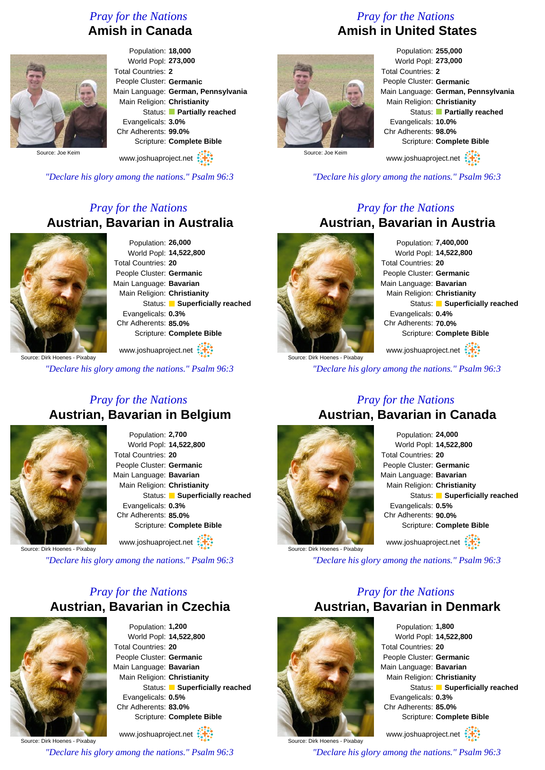*Pray for the Nations*

## Amish in Canada

Source: Joe Keim

Population: **18,000**
World Popl: **273,000**
Total Countries: **2**
People Cluster: **Germanic**
Main Language: **German, Pennsylvania**
Main Religion: **Christianity**
Status: **Partially reached**
Evangelicals: **3.0%**
Chr Adherents: **99.0%**
Scripture: **Complete Bible**

www.joshuaproject.net

*"Declare his glory among the nations." Psalm 96:3*

*Pray for the Nations*

## Amish in United States

Source: Joe Keim

Population: **255,000**
World Popl: **273,000**
Total Countries: **2**
People Cluster: **Germanic**
Main Language: **German, Pennsylvania**
Main Religion: **Christianity**
Status: **Partially reached**
Evangelicals: **10.0%**
Chr Adherents: **98.0%**
Scripture: **Complete Bible**

www.joshuaproject.net

*"Declare his glory among the nations." Psalm 96:3*

*Pray for the Nations*

## Austrian, Bavarian in Australia

Source: Dirk Hoenes - Pixabay

Population: **26,000**
World Popl: **14,522,800**
Total Countries: **20**
People Cluster: **Germanic**
Main Language: **Bavarian**
Main Religion: **Christianity**
Status: **Superficially reached**
Evangelicals: **0.3%**
Chr Adherents: **85.0%**
Scripture: **Complete Bible**

www.joshuaproject.net

*"Declare his glory among the nations." Psalm 96:3*

*Pray for the Nations*

## Austrian, Bavarian in Austria

Source: Dirk Hoenes - Pixabay

Population: **7,400,000**
World Popl: **14,522,800**
Total Countries: **20**
People Cluster: **Germanic**
Main Language: **Bavarian**
Main Religion: **Christianity**
Status: **Superficially reached**
Evangelicals: **0.4%**
Chr Adherents: **70.0%**
Scripture: **Complete Bible**

www.joshuaproject.net

*"Declare his glory among the nations." Psalm 96:3*

*Pray for the Nations*

## Austrian, Bavarian in Belgium

Source: Dirk Hoenes - Pixabay

Population: **2,700**
World Popl: **14,522,800**
Total Countries: **20**
People Cluster: **Germanic**
Main Language: **Bavarian**
Main Religion: **Christianity**
Status: **Superficially reached**
Evangelicals: **0.3%**
Chr Adherents: **85.0%**
Scripture: **Complete Bible**

www.joshuaproject.net

*"Declare his glory among the nations." Psalm 96:3*

*Pray for the Nations*

## Austrian, Bavarian in Canada

Source: Dirk Hoenes - Pixabay

Population: **24,000**
World Popl: **14,522,800**
Total Countries: **20**
People Cluster: **Germanic**
Main Language: **Bavarian**
Main Religion: **Christianity**
Status: **Superficially reached**
Evangelicals: **0.5%**
Chr Adherents: **90.0%**
Scripture: **Complete Bible**

www.joshuaproject.net

*"Declare his glory among the nations." Psalm 96:3*

*Pray for the Nations*

## Austrian, Bavarian in Czechia

Source: Dirk Hoenes - Pixabay

Population: **1,200**
World Popl: **14,522,800**
Total Countries: **20**
People Cluster: **Germanic**
Main Language: **Bavarian**
Main Religion: **Christianity**
Status: **Superficially reached**
Evangelicals: **0.5%**
Chr Adherents: **83.0%**
Scripture: **Complete Bible**

www.joshuaproject.net

*"Declare his glory among the nations." Psalm 96:3*

*Pray for the Nations*

## Austrian, Bavarian in Denmark

Source: Dirk Hoenes - Pixabay

Population: **1,800**
World Popl: **14,522,800**
Total Countries: **20**
People Cluster: **Germanic**
Main Language: **Bavarian**
Main Religion: **Christianity**
Status: **Superficially reached**
Evangelicals: **0.3%**
Chr Adherents: **85.0%**
Scripture: **Complete Bible**

www.joshuaproject.net

*"Declare his glory among the nations." Psalm 96:3*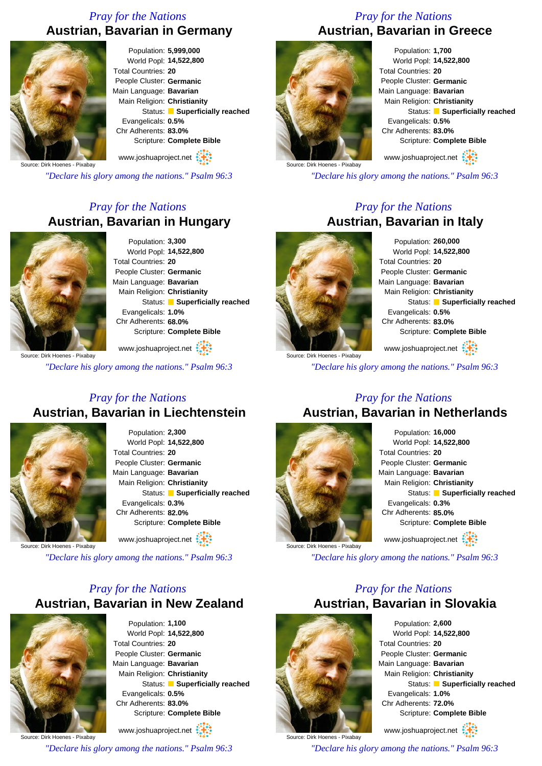*Pray for the Nations*

## Austrian, Bavarian in Germany

Source: Dirk Hoenes - Pixabay

Population: **5,999,000**
World Popl: **14,522,800**
Total Countries: **20**
People Cluster: **Germanic**
Main Language: **Bavarian**
Main Religion: **Christianity**
Status: **Superficially reached**
Evangelicals: **0.5%**
Chr Adherents: **83.0%**
Scripture: **Complete Bible**

www.joshuaproject.net

*"Declare his glory among the nations." Psalm 96:3*

*Pray for the Nations*

## Austrian, Bavarian in Greece

Source: Dirk Hoenes - Pixabay

Population: **1,700**
World Popl: **14,522,800**
Total Countries: **20**
People Cluster: **Germanic**
Main Language: **Bavarian**
Main Religion: **Christianity**
Status: **Superficially reached**
Evangelicals: **0.5%**
Chr Adherents: **83.0%**
Scripture: **Complete Bible**

www.joshuaproject.net

*"Declare his glory among the nations." Psalm 96:3*

*Pray for the Nations*

## Austrian, Bavarian in Hungary

Source: Dirk Hoenes - Pixabay

Population: **3,300**
World Popl: **14,522,800**
Total Countries: **20**
People Cluster: **Germanic**
Main Language: **Bavarian**
Main Religion: **Christianity**
Status: **Superficially reached**
Evangelicals: **1.0%**
Chr Adherents: **68.0%**
Scripture: **Complete Bible**

www.joshuaproject.net

*"Declare his glory among the nations." Psalm 96:3*

*Pray for the Nations*

## Austrian, Bavarian in Italy

Source: Dirk Hoenes - Pixabay

Population: **260,000**
World Popl: **14,522,800**
Total Countries: **20**
People Cluster: **Germanic**
Main Language: **Bavarian**
Main Religion: **Christianity**
Status: **Superficially reached**
Evangelicals: **0.5%**
Chr Adherents: **83.0%**
Scripture: **Complete Bible**

www.joshuaproject.net

*"Declare his glory among the nations." Psalm 96:3*

*Pray for the Nations*

## Austrian, Bavarian in Liechtenstein

Source: Dirk Hoenes - Pixabay

Population: **2,300**
World Popl: **14,522,800**
Total Countries: **20**
People Cluster: **Germanic**
Main Language: **Bavarian**
Main Religion: **Christianity**
Status: **Superficially reached**
Evangelicals: **0.3%**
Chr Adherents: **82.0%**
Scripture: **Complete Bible**

www.joshuaproject.net

*"Declare his glory among the nations." Psalm 96:3*

*Pray for the Nations*

## Austrian, Bavarian in Netherlands

Source: Dirk Hoenes - Pixabay

Population: **16,000**
World Popl: **14,522,800**
Total Countries: **20**
People Cluster: **Germanic**
Main Language: **Bavarian**
Main Religion: **Christianity**
Status: **Superficially reached**
Evangelicals: **0.3%**
Chr Adherents: **85.0%**
Scripture: **Complete Bible**

www.joshuaproject.net

*"Declare his glory among the nations." Psalm 96:3*

*Pray for the Nations*

## Austrian, Bavarian in New Zealand

Source: Dirk Hoenes - Pixabay

Population: **1,100**
World Popl: **14,522,800**
Total Countries: **20**
People Cluster: **Germanic**
Main Language: **Bavarian**
Main Religion: **Christianity**
Status: **Superficially reached**
Evangelicals: **0.5%**
Chr Adherents: **83.0%**
Scripture: **Complete Bible**

www.joshuaproject.net

*"Declare his glory among the nations." Psalm 96:3*

*Pray for the Nations*

## Austrian, Bavarian in Slovakia

Source: Dirk Hoenes - Pixabay

Population: **2,600**
World Popl: **14,522,800**
Total Countries: **20**
People Cluster: **Germanic**
Main Language: **Bavarian**
Main Religion: **Christianity**
Status: **Superficially reached**
Evangelicals: **1.0%**
Chr Adherents: **72.0%**
Scripture: **Complete Bible**

www.joshuaproject.net

*"Declare his glory among the nations." Psalm 96:3*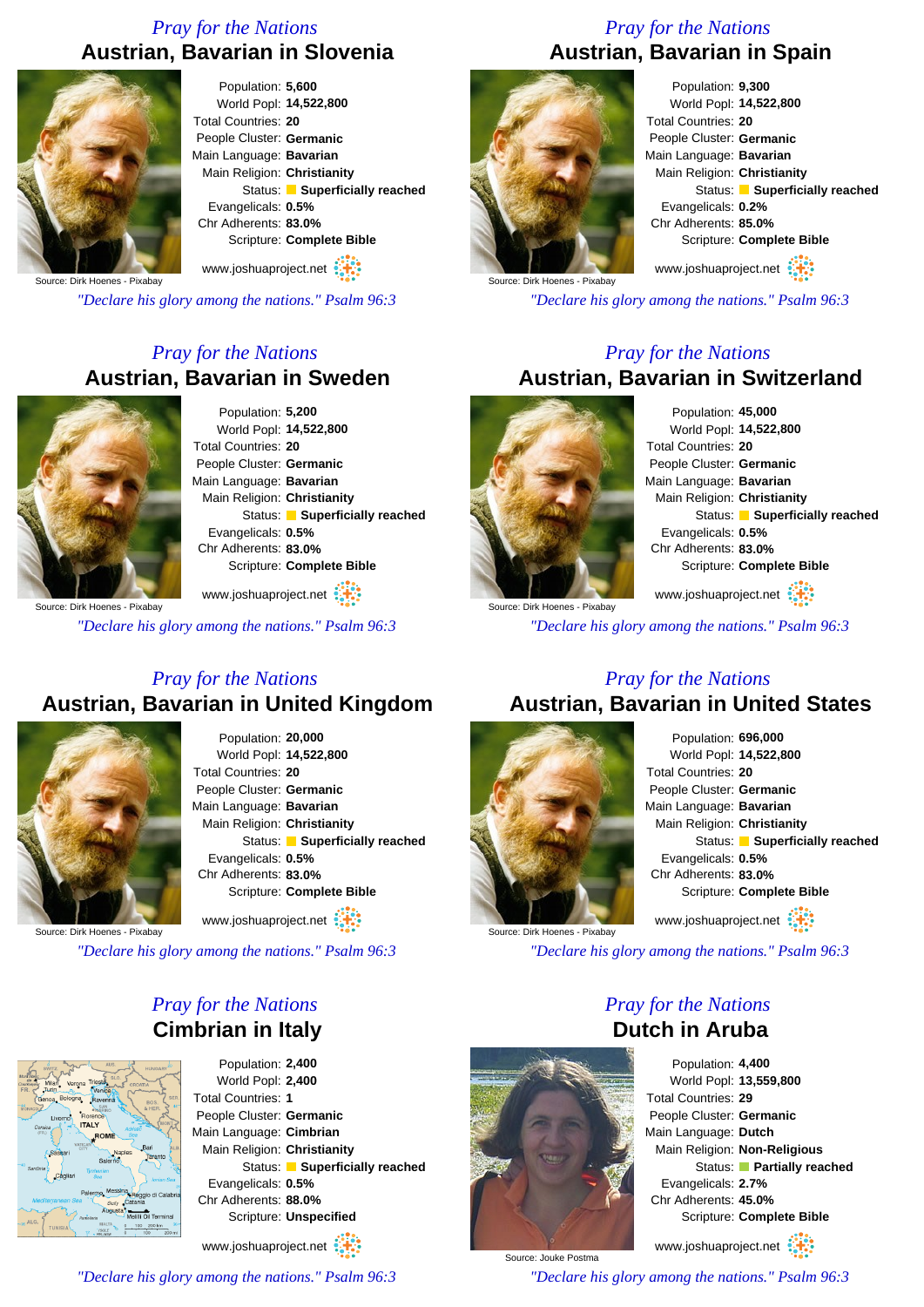*Pray for the Nations*

## Austrian, Bavarian in Slovenia

Source: Dirk Hoenes - Pixabay

Population: **5,600**
World Popl: **14,522,800**
Total Countries: **20**
People Cluster: **Germanic**
Main Language: **Bavarian**
Main Religion: **Christianity**
Status: **Superficially reached**
Evangelicals: **0.5%**
Chr Adherents: **83.0%**
Scripture: **Complete Bible**

www.joshuaproject.net

*"Declare his glory among the nations." Psalm 96:3*

*Pray for the Nations*

## Austrian, Bavarian in Spain

Source: Dirk Hoenes - Pixabay

Population: **9,300**
World Popl: **14,522,800**
Total Countries: **20**
People Cluster: **Germanic**
Main Language: **Bavarian**
Main Religion: **Christianity**
Status: **Superficially reached**
Evangelicals: **0.2%**
Chr Adherents: **85.0%**
Scripture: **Complete Bible**

www.joshuaproject.net

*"Declare his glory among the nations." Psalm 96:3*

*Pray for the Nations*

## Austrian, Bavarian in Sweden

Source: Dirk Hoenes - Pixabay

Population: **5,200**
World Popl: **14,522,800**
Total Countries: **20**
People Cluster: **Germanic**
Main Language: **Bavarian**
Main Religion: **Christianity**
Status: **Superficially reached**
Evangelicals: **0.5%**
Chr Adherents: **83.0%**
Scripture: **Complete Bible**

www.joshuaproject.net

*"Declare his glory among the nations." Psalm 96:3*

*Pray for the Nations*

## Austrian, Bavarian in Switzerland

Source: Dirk Hoenes - Pixabay

Population: **45,000**
World Popl: **14,522,800**
Total Countries: **20**
People Cluster: **Germanic**
Main Language: **Bavarian**
Main Religion: **Christianity**
Status: **Superficially reached**
Evangelicals: **0.5%**
Chr Adherents: **83.0%**
Scripture: **Complete Bible**

www.joshuaproject.net

*"Declare his glory among the nations." Psalm 96:3*

*Pray for the Nations*

## Austrian, Bavarian in United Kingdom

Source: Dirk Hoenes - Pixabay

Population: **20,000**
World Popl: **14,522,800**
Total Countries: **20**
People Cluster: **Germanic**
Main Language: **Bavarian**
Main Religion: **Christianity**
Status: **Superficially reached**
Evangelicals: **0.5%**
Chr Adherents: **83.0%**
Scripture: **Complete Bible**

www.joshuaproject.net

*"Declare his glory among the nations." Psalm 96:3*

*Pray for the Nations*

## Austrian, Bavarian in United States

Source: Dirk Hoenes - Pixabay

Population: **696,000**
World Popl: **14,522,800**
Total Countries: **20**
People Cluster: **Germanic**
Main Language: **Bavarian**
Main Religion: **Christianity**
Status: **Superficially reached**
Evangelicals: **0.5%**
Chr Adherents: **83.0%**
Scripture: **Complete Bible**

www.joshuaproject.net

*"Declare his glory among the nations." Psalm 96:3*

*Pray for the Nations*

## Cimbrian in Italy

Population: **2,400**
World Popl: **2,400**
Total Countries: **1**
People Cluster: **Germanic**
Main Language: **Cimbrian**
Main Religion: **Christianity**
Status: **Superficially reached**
Evangelicals: **0.5%**
Chr Adherents: **88.0%**
Scripture: **Unspecified**

www.joshuaproject.net

*"Declare his glory among the nations." Psalm 96:3*

*Pray for the Nations*

## Dutch in Aruba

Source: Jouke Postma

Population: **4,400**
World Popl: **13,559,800**
Total Countries: **29**
People Cluster: **Germanic**
Main Language: **Dutch**
Main Religion: **Non-Religious**
Status: **Partially reached**
Evangelicals: **2.7%**
Chr Adherents: **45.0%**
Scripture: **Complete Bible**

www.joshuaproject.net

*"Declare his glory among the nations." Psalm 96:3*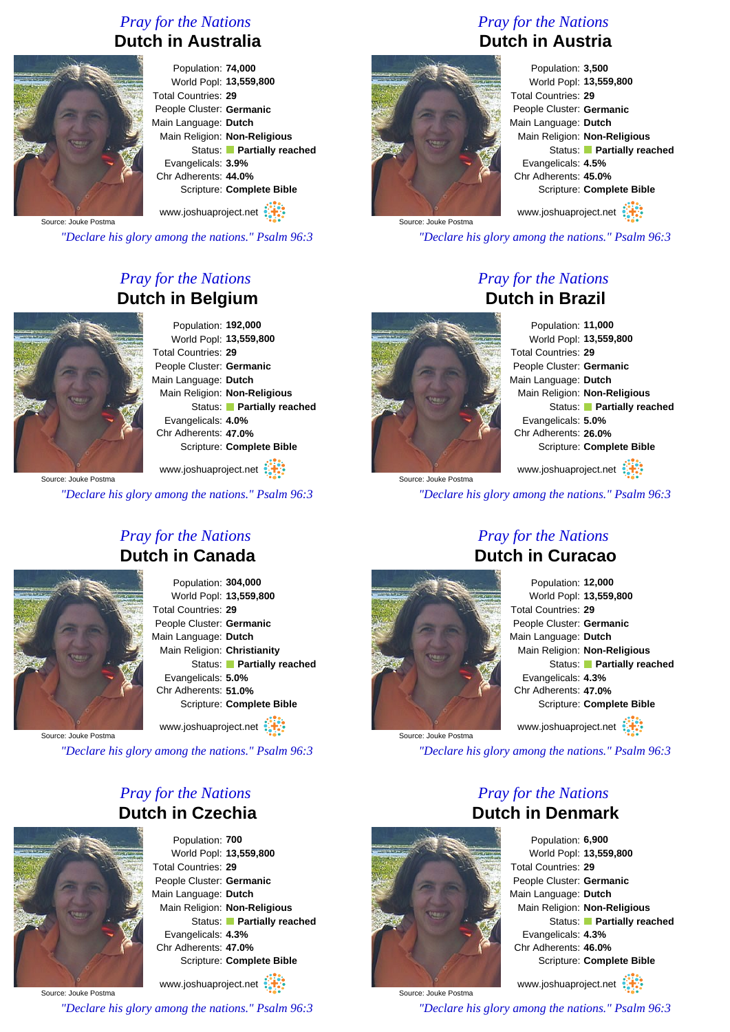## Pray for the Nations

# Dutch in Australia

Source: Jouke Postma

Population: **74,000**
World Popl: **13,559,800**
Total Countries: **29**
People Cluster: **Germanic**
Main Language: **Dutch**
Main Religion: **Non-Religious**
Status: **Partially reached**
Evangelicals: **3.9%**
Chr Adherents: **44.0%**
Scripture: **Complete Bible**

www.joshuaproject.net

*"Declare his glory among the nations." Psalm 96:3*

## Pray for the Nations

# Dutch in Austria

Source: Jouke Postma

Population: **3,500**
World Popl: **13,559,800**
Total Countries: **29**
People Cluster: **Germanic**
Main Language: **Dutch**
Main Religion: **Non-Religious**
Status: **Partially reached**
Evangelicals: **4.5%**
Chr Adherents: **45.0%**
Scripture: **Complete Bible**

www.joshuaproject.net

*"Declare his glory among the nations." Psalm 96:3*

## Pray for the Nations

# Dutch in Belgium

Source: Jouke Postma

Population: **192,000**
World Popl: **13,559,800**
Total Countries: **29**
People Cluster: **Germanic**
Main Language: **Dutch**
Main Religion: **Non-Religious**
Status: **Partially reached**
Evangelicals: **4.0%**
Chr Adherents: **47.0%**
Scripture: **Complete Bible**

www.joshuaproject.net

*"Declare his glory among the nations." Psalm 96:3*

## Pray for the Nations

# Dutch in Brazil

Source: Jouke Postma

Population: **11,000**
World Popl: **13,559,800**
Total Countries: **29**
People Cluster: **Germanic**
Main Language: **Dutch**
Main Religion: **Non-Religious**
Status: **Partially reached**
Evangelicals: **5.0%**
Chr Adherents: **26.0%**
Scripture: **Complete Bible**

www.joshuaproject.net

*"Declare his glory among the nations." Psalm 96:3*

## Pray for the Nations

# Dutch in Canada

Source: Jouke Postma

Population: **304,000**
World Popl: **13,559,800**
Total Countries: **29**
People Cluster: **Germanic**
Main Language: **Dutch**
Main Religion: **Christianity**
Status: **Partially reached**
Evangelicals: **5.0%**
Chr Adherents: **51.0%**
Scripture: **Complete Bible**

www.joshuaproject.net

*"Declare his glory among the nations." Psalm 96:3*

## Pray for the Nations

# Dutch in Curacao

Source: Jouke Postma

Population: **12,000**
World Popl: **13,559,800**
Total Countries: **29**
People Cluster: **Germanic**
Main Language: **Dutch**
Main Religion: **Non-Religious**
Status: **Partially reached**
Evangelicals: **4.3%**
Chr Adherents: **47.0%**
Scripture: **Complete Bible**

www.joshuaproject.net

*"Declare his glory among the nations." Psalm 96:3*

## Pray for the Nations

# Dutch in Czechia

Source: Jouke Postma

Population: **700**
World Popl: **13,559,800**
Total Countries: **29**
People Cluster: **Germanic**
Main Language: **Dutch**
Main Religion: **Non-Religious**
Status: **Partially reached**
Evangelicals: **4.3%**
Chr Adherents: **47.0%**
Scripture: **Complete Bible**

www.joshuaproject.net

*"Declare his glory among the nations." Psalm 96:3*

## Pray for the Nations

# Dutch in Denmark

Source: Jouke Postma

Population: **6,900**
World Popl: **13,559,800**
Total Countries: **29**
People Cluster: **Germanic**
Main Language: **Dutch**
Main Religion: **Non-Religious**
Status: **Partially reached**
Evangelicals: **4.3%**
Chr Adherents: **46.0%**
Scripture: **Complete Bible**

www.joshuaproject.net

*"Declare his glory among the nations." Psalm 96:3*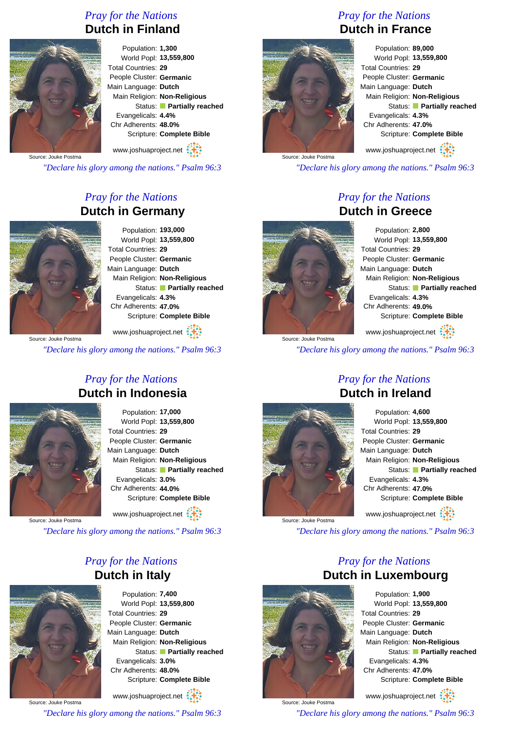*Pray for the Nations*

## Dutch in Finland

Population: **1,300**
World Popl: **13,559,800**
Total Countries: **29**
People Cluster: **Germanic**
Main Language: **Dutch**
Main Religion: **Non-Religious**
Status: **Partially reached**
Evangelicals: **4.4%**
Chr Adherents: **48.0%**
Scripture: **Complete Bible**

Source: Jouke Postma

www.joshuaproject.net

*"Declare his glory among the nations." Psalm 96:3*

*Pray for the Nations*

## Dutch in France

Population: **89,000**
World Popl: **13,559,800**
Total Countries: **29**
People Cluster: **Germanic**
Main Language: **Dutch**
Main Religion: **Non-Religious**
Status: **Partially reached**
Evangelicals: **4.3%**
Chr Adherents: **47.0%**
Scripture: **Complete Bible**

Source: Jouke Postma

www.joshuaproject.net

*"Declare his glory among the nations." Psalm 96:3*

*Pray for the Nations*

## Dutch in Germany

Population: **193,000**
World Popl: **13,559,800**
Total Countries: **29**
People Cluster: **Germanic**
Main Language: **Dutch**
Main Religion: **Non-Religious**
Status: **Partially reached**
Evangelicals: **4.3%**
Chr Adherents: **47.0%**
Scripture: **Complete Bible**

Source: Jouke Postma

www.joshuaproject.net

*"Declare his glory among the nations." Psalm 96:3*

*Pray for the Nations*

## Dutch in Greece

Population: **2,800**
World Popl: **13,559,800**
Total Countries: **29**
People Cluster: **Germanic**
Main Language: **Dutch**
Main Religion: **Non-Religious**
Status: **Partially reached**
Evangelicals: **4.3%**
Chr Adherents: **49.0%**
Scripture: **Complete Bible**

Source: Jouke Postma

www.joshuaproject.net

*"Declare his glory among the nations." Psalm 96:3*

*Pray for the Nations*

## Dutch in Indonesia

Population: **17,000**
World Popl: **13,559,800**
Total Countries: **29**
People Cluster: **Germanic**
Main Language: **Dutch**
Main Religion: **Non-Religious**
Status: **Partially reached**
Evangelicals: **3.0%**
Chr Adherents: **44.0%**
Scripture: **Complete Bible**

Source: Jouke Postma

www.joshuaproject.net

*"Declare his glory among the nations." Psalm 96:3*

*Pray for the Nations*

## Dutch in Ireland

Population: **4,600**
World Popl: **13,559,800**
Total Countries: **29**
People Cluster: **Germanic**
Main Language: **Dutch**
Main Religion: **Non-Religious**
Status: **Partially reached**
Evangelicals: **4.3%**
Chr Adherents: **47.0%**
Scripture: **Complete Bible**

Source: Jouke Postma

www.joshuaproject.net

*"Declare his glory among the nations." Psalm 96:3*

*Pray for the Nations*

## Dutch in Italy

Population: **7,400**
World Popl: **13,559,800**
Total Countries: **29**
People Cluster: **Germanic**
Main Language: **Dutch**
Main Religion: **Non-Religious**
Status: **Partially reached**
Evangelicals: **3.0%**
Chr Adherents: **48.0%**
Scripture: **Complete Bible**

Source: Jouke Postma

www.joshuaproject.net

*"Declare his glory among the nations." Psalm 96:3*

*Pray for the Nations*

## Dutch in Luxembourg

Population: **1,900**
World Popl: **13,559,800**
Total Countries: **29**
People Cluster: **Germanic**
Main Language: **Dutch**
Main Religion: **Non-Religious**
Status: **Partially reached**
Evangelicals: **4.3%**
Chr Adherents: **47.0%**
Scripture: **Complete Bible**

Source: Jouke Postma

www.joshuaproject.net

*"Declare his glory among the nations." Psalm 96:3*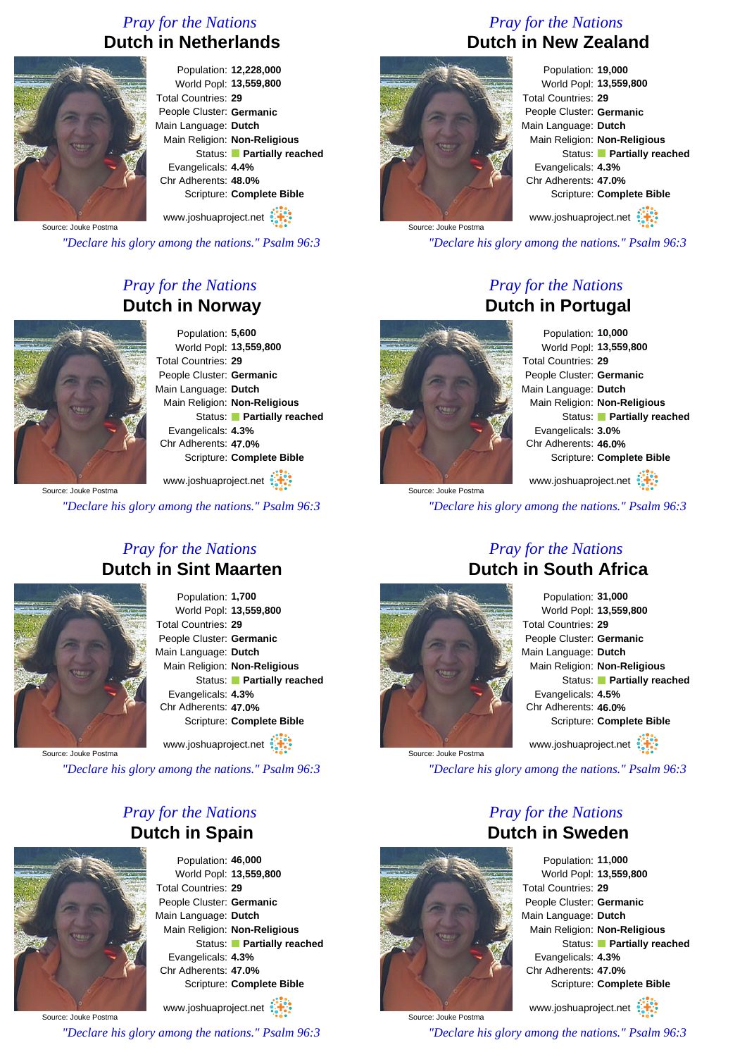*Pray for the Nations*

## Dutch in Netherlands

Population: **12,228,000**
World Popl: **13,559,800**
Total Countries: **29**
People Cluster: **Germanic**
Main Language: **Dutch**
Main Religion: **Non-Religious**
Status: **Partially reached**
Evangelicals: **4.4%**
Chr Adherents: **48.0%**
Scripture: **Complete Bible**

Source: Jouke Postma

www.joshuaproject.net

*"Declare his glory among the nations." Psalm 96:3*

*Pray for the Nations*

## Dutch in New Zealand

Population: **19,000**
World Popl: **13,559,800**
Total Countries: **29**
People Cluster: **Germanic**
Main Language: **Dutch**
Main Religion: **Non-Religious**
Status: **Partially reached**
Evangelicals: **4.3%**
Chr Adherents: **47.0%**
Scripture: **Complete Bible**

Source: Jouke Postma

www.joshuaproject.net

*"Declare his glory among the nations." Psalm 96:3*

*Pray for the Nations*

## Dutch in Norway

Population: **5,600**
World Popl: **13,559,800**
Total Countries: **29**
People Cluster: **Germanic**
Main Language: **Dutch**
Main Religion: **Non-Religious**
Status: **Partially reached**
Evangelicals: **4.3%**
Chr Adherents: **47.0%**
Scripture: **Complete Bible**

Source: Jouke Postma

www.joshuaproject.net

*"Declare his glory among the nations." Psalm 96:3*

*Pray for the Nations*

## Dutch in Portugal

Population: **10,000**
World Popl: **13,559,800**
Total Countries: **29**
People Cluster: **Germanic**
Main Language: **Dutch**
Main Religion: **Non-Religious**
Status: **Partially reached**
Evangelicals: **3.0%**
Chr Adherents: **46.0%**
Scripture: **Complete Bible**

Source: Jouke Postma

www.joshuaproject.net

*"Declare his glory among the nations." Psalm 96:3*

*Pray for the Nations*

## Dutch in Sint Maarten

Population: **1,700**
World Popl: **13,559,800**
Total Countries: **29**
People Cluster: **Germanic**
Main Language: **Dutch**
Main Religion: **Non-Religious**
Status: **Partially reached**
Evangelicals: **4.3%**
Chr Adherents: **47.0%**
Scripture: **Complete Bible**

Source: Jouke Postma

www.joshuaproject.net

*"Declare his glory among the nations." Psalm 96:3*

*Pray for the Nations*

## Dutch in South Africa

Population: **31,000**
World Popl: **13,559,800**
Total Countries: **29**
People Cluster: **Germanic**
Main Language: **Dutch**
Main Religion: **Non-Religious**
Status: **Partially reached**
Evangelicals: **4.5%**
Chr Adherents: **46.0%**
Scripture: **Complete Bible**

Source: Jouke Postma

www.joshuaproject.net

*"Declare his glory among the nations." Psalm 96:3*

*Pray for the Nations*

## Dutch in Spain

Population: **46,000**
World Popl: **13,559,800**
Total Countries: **29**
People Cluster: **Germanic**
Main Language: **Dutch**
Main Religion: **Non-Religious**
Status: **Partially reached**
Evangelicals: **4.3%**
Chr Adherents: **47.0%**
Scripture: **Complete Bible**

Source: Jouke Postma

www.joshuaproject.net

*"Declare his glory among the nations." Psalm 96:3*

*Pray for the Nations*

## Dutch in Sweden

Population: **11,000**
World Popl: **13,559,800**
Total Countries: **29**
People Cluster: **Germanic**
Main Language: **Dutch**
Main Religion: **Non-Religious**
Status: **Partially reached**
Evangelicals: **4.3%**
Chr Adherents: **47.0%**
Scripture: **Complete Bible**

Source: Jouke Postma

www.joshuaproject.net

*"Declare his glory among the nations." Psalm 96:3*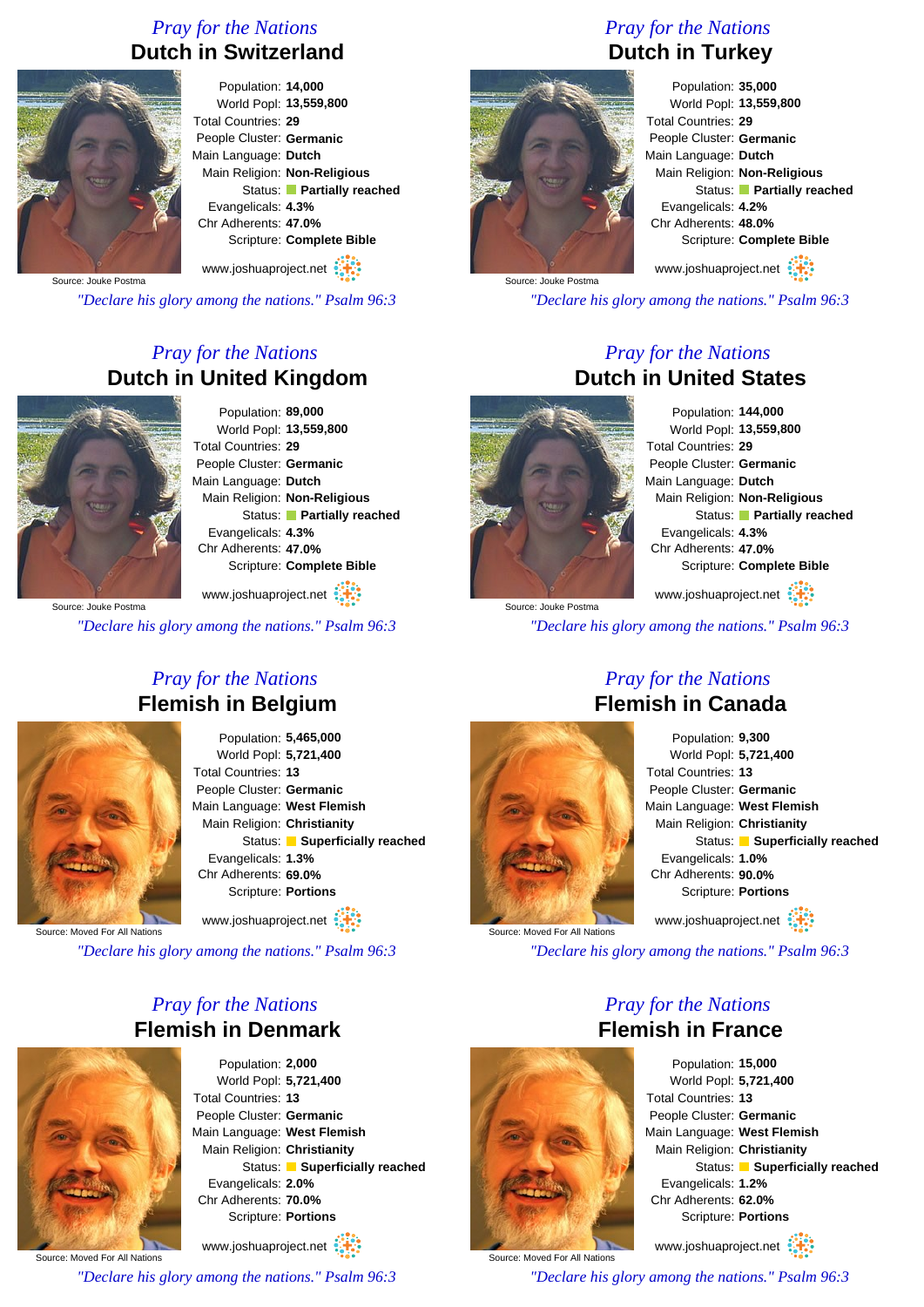## Pray for the Nations

# Dutch in Switzerland

Population: **14,000**
World Popl: **13,559,800**
Total Countries: **29**
People Cluster: **Germanic**
Main Language: **Dutch**
Main Religion: **Non-Religious**
Status: **Partially reached**
Evangelicals: **4.3%**
Chr Adherents: **47.0%**
Scripture: **Complete Bible**

Source: Jouke Postma

www.joshuaproject.net

*"Declare his glory among the nations." Psalm 96:3*

## Pray for the Nations

# Dutch in Turkey

Population: **35,000**
World Popl: **13,559,800**
Total Countries: **29**
People Cluster: **Germanic**
Main Language: **Dutch**
Main Religion: **Non-Religious**
Status: **Partially reached**
Evangelicals: **4.2%**
Chr Adherents: **48.0%**
Scripture: **Complete Bible**

Source: Jouke Postma

www.joshuaproject.net

*"Declare his glory among the nations." Psalm 96:3*

## Pray for the Nations

# Dutch in United Kingdom

Population: **89,000**
World Popl: **13,559,800**
Total Countries: **29**
People Cluster: **Germanic**
Main Language: **Dutch**
Main Religion: **Non-Religious**
Status: **Partially reached**
Evangelicals: **4.3%**
Chr Adherents: **47.0%**
Scripture: **Complete Bible**

Source: Jouke Postma

www.joshuaproject.net

*"Declare his glory among the nations." Psalm 96:3*

## Pray for the Nations

# Dutch in United States

Population: **144,000**
World Popl: **13,559,800**
Total Countries: **29**
People Cluster: **Germanic**
Main Language: **Dutch**
Main Religion: **Non-Religious**
Status: **Partially reached**
Evangelicals: **4.3%**
Chr Adherents: **47.0%**
Scripture: **Complete Bible**

Source: Jouke Postma

www.joshuaproject.net

*"Declare his glory among the nations." Psalm 96:3*

## Pray for the Nations

# Flemish in Belgium

Population: **5,465,000**
World Popl: **5,721,400**
Total Countries: **13**
People Cluster: **Germanic**
Main Language: **West Flemish**
Main Religion: **Christianity**
Status: **Superficially reached**
Evangelicals: **1.3%**
Chr Adherents: **69.0%**
Scripture: **Portions**

Source: Moved For All Nations

www.joshuaproject.net

*"Declare his glory among the nations." Psalm 96:3*

## Pray for the Nations

# Flemish in Canada

Population: **9,300**
World Popl: **5,721,400**
Total Countries: **13**
People Cluster: **Germanic**
Main Language: **West Flemish**
Main Religion: **Christianity**
Status: **Superficially reached**
Evangelicals: **1.0%**
Chr Adherents: **90.0%**
Scripture: **Portions**

Source: Moved For All Nations

www.joshuaproject.net

*"Declare his glory among the nations." Psalm 96:3*

## Pray for the Nations

# Flemish in Denmark

Population: **2,000**
World Popl: **5,721,400**
Total Countries: **13**
People Cluster: **Germanic**
Main Language: **West Flemish**
Main Religion: **Christianity**
Status: **Superficially reached**
Evangelicals: **2.0%**
Chr Adherents: **70.0%**
Scripture: **Portions**

Source: Moved For All Nations

www.joshuaproject.net

*"Declare his glory among the nations." Psalm 96:3*

## Pray for the Nations

# Flemish in France

Population: **15,000**
World Popl: **5,721,400**
Total Countries: **13**
People Cluster: **Germanic**
Main Language: **West Flemish**
Main Religion: **Christianity**
Status: **Superficially reached**
Evangelicals: **1.2%**
Chr Adherents: **62.0%**
Scripture: **Portions**

Source: Moved For All Nations

www.joshuaproject.net

*"Declare his glory among the nations." Psalm 96:3*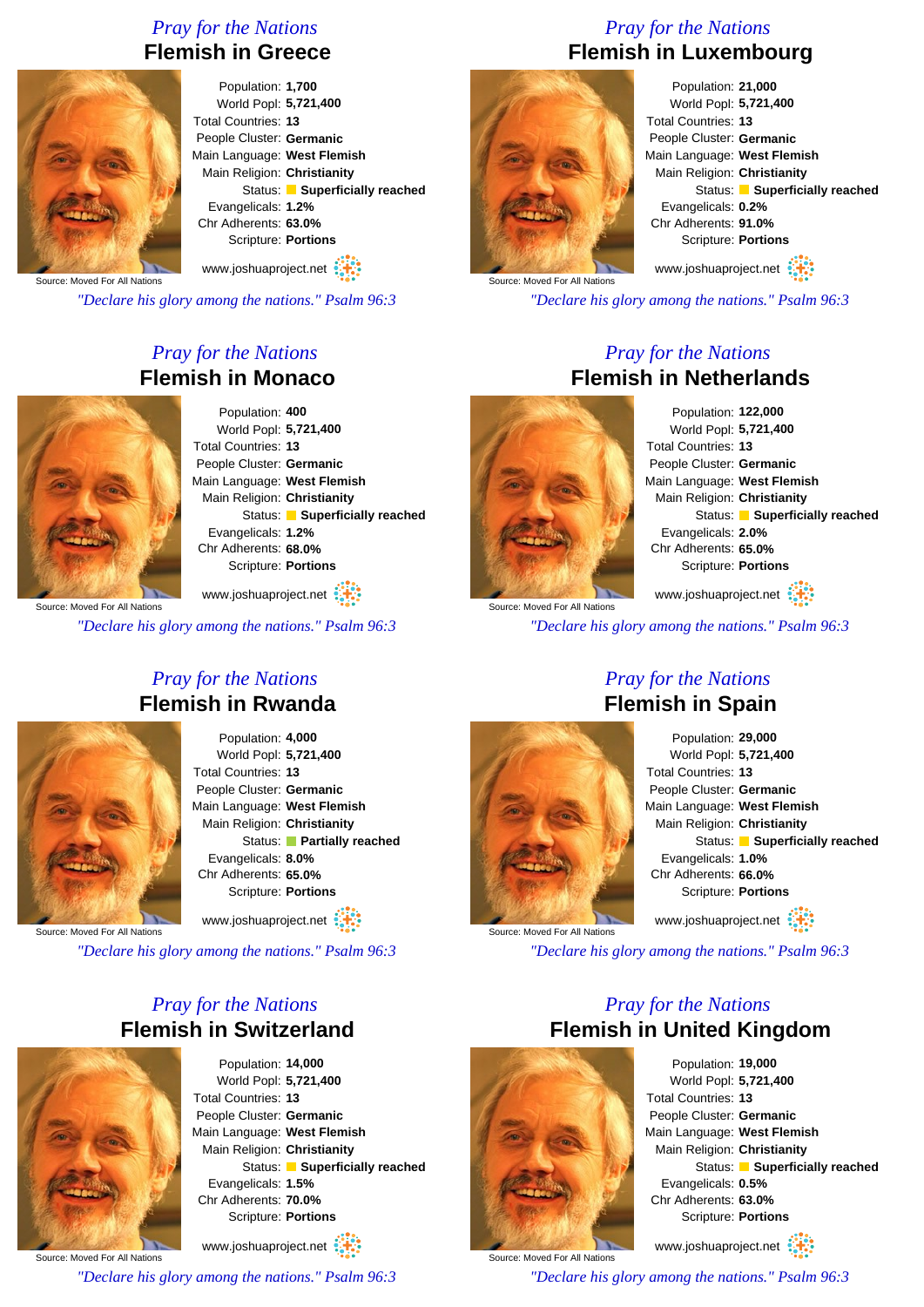## Pray for the Nations
# Flemish in Greece

Population: **1,700**
World Popl: **5,721,400**
Total Countries: **13**
People Cluster: **Germanic**
Main Language: **West Flemish**
Main Religion: **Christianity**
Status: **Superficially reached**
Evangelicals: **1.2%**
Chr Adherents: **63.0%**
Scripture: **Portions**

Source: Moved For All Nations

www.joshuaproject.net

*"Declare his glory among the nations." Psalm 96:3*

## Pray for the Nations
# Flemish in Luxembourg

Population: **21,000**
World Popl: **5,721,400**
Total Countries: **13**
People Cluster: **Germanic**
Main Language: **West Flemish**
Main Religion: **Christianity**
Status: **Superficially reached**
Evangelicals: **0.2%**
Chr Adherents: **91.0%**
Scripture: **Portions**

Source: Moved For All Nations

www.joshuaproject.net

*"Declare his glory among the nations." Psalm 96:3*

## Pray for the Nations
# Flemish in Monaco

Population: **400**
World Popl: **5,721,400**
Total Countries: **13**
People Cluster: **Germanic**
Main Language: **West Flemish**
Main Religion: **Christianity**
Status: **Superficially reached**
Evangelicals: **1.2%**
Chr Adherents: **68.0%**
Scripture: **Portions**

Source: Moved For All Nations

www.joshuaproject.net

*"Declare his glory among the nations." Psalm 96:3*

## Pray for the Nations
# Flemish in Netherlands

Population: **122,000**
World Popl: **5,721,400**
Total Countries: **13**
People Cluster: **Germanic**
Main Language: **West Flemish**
Main Religion: **Christianity**
Status: **Superficially reached**
Evangelicals: **2.0%**
Chr Adherents: **65.0%**
Scripture: **Portions**

Source: Moved For All Nations

www.joshuaproject.net

*"Declare his glory among the nations." Psalm 96:3*

## Pray for the Nations
# Flemish in Rwanda

Population: **4,000**
World Popl: **5,721,400**
Total Countries: **13**
People Cluster: **Germanic**
Main Language: **West Flemish**
Main Religion: **Christianity**
Status: **Partially reached**
Evangelicals: **8.0%**
Chr Adherents: **65.0%**
Scripture: **Portions**

Source: Moved For All Nations

www.joshuaproject.net

*"Declare his glory among the nations." Psalm 96:3*

## Pray for the Nations
# Flemish in Spain

Population: **29,000**
World Popl: **5,721,400**
Total Countries: **13**
People Cluster: **Germanic**
Main Language: **West Flemish**
Main Religion: **Christianity**
Status: **Superficially reached**
Evangelicals: **1.0%**
Chr Adherents: **66.0%**
Scripture: **Portions**

Source: Moved For All Nations

www.joshuaproject.net

*"Declare his glory among the nations." Psalm 96:3*

## Pray for the Nations
# Flemish in Switzerland

Population: **14,000**
World Popl: **5,721,400**
Total Countries: **13**
People Cluster: **Germanic**
Main Language: **West Flemish**
Main Religion: **Christianity**
Status: **Superficially reached**
Evangelicals: **1.5%**
Chr Adherents: **70.0%**
Scripture: **Portions**

Source: Moved For All Nations

www.joshuaproject.net

*"Declare his glory among the nations." Psalm 96:3*

## Pray for the Nations
# Flemish in United Kingdom

Population: **19,000**
World Popl: **5,721,400**
Total Countries: **13**
People Cluster: **Germanic**
Main Language: **West Flemish**
Main Religion: **Christianity**
Status: **Superficially reached**
Evangelicals: **0.5%**
Chr Adherents: **63.0%**
Scripture: **Portions**

Source: Moved For All Nations

www.joshuaproject.net

*"Declare his glory among the nations." Psalm 96:3*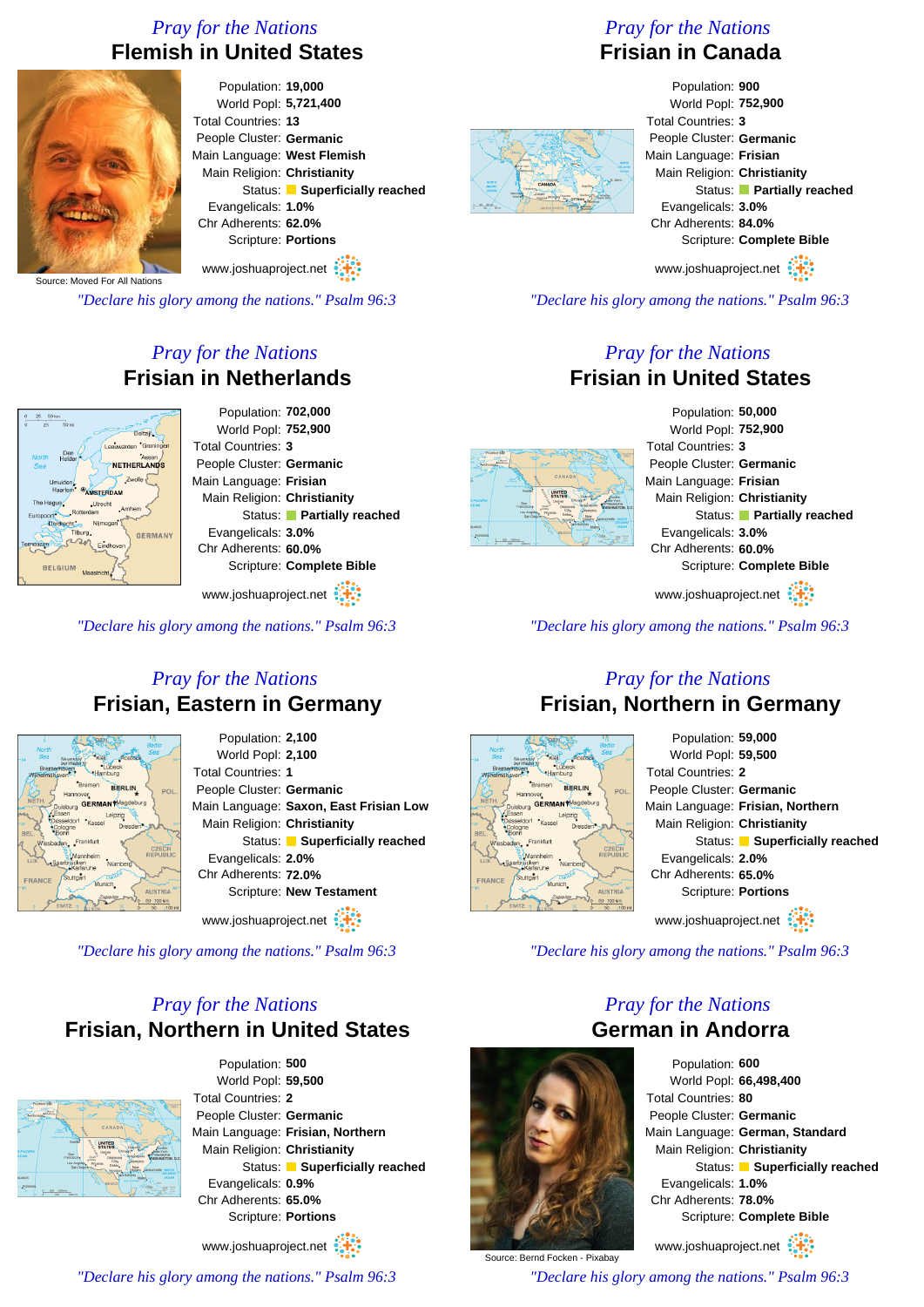## Pray for the Nations
# Flemish in United States

Population: **19,000**
World Popl: **5,721,400**
Total Countries: **13**
People Cluster: **Germanic**
Main Language: **West Flemish**
Main Religion: **Christianity**
Status: **Superficially reached**
Evangelicals: **1.0%**
Chr Adherents: **62.0%**
Scripture: **Portions**

Source: Moved For All Nations

www.joshuaproject.net

*"Declare his glory among the nations." Psalm 96:3*

## Pray for the Nations
# Frisian in Canada

Population: **900**
World Popl: **752,900**
Total Countries: **3**
People Cluster: **Germanic**
Main Language: **Frisian**
Main Religion: **Christianity**
Status: **Partially reached**
Evangelicals: **3.0%**
Chr Adherents: **84.0%**
Scripture: **Complete Bible**

www.joshuaproject.net

*"Declare his glory among the nations." Psalm 96:3*

## Pray for the Nations
# Frisian in Netherlands

Population: **702,000**
World Popl: **752,900**
Total Countries: **3**
People Cluster: **Germanic**
Main Language: **Frisian**
Main Religion: **Christianity**
Status: **Partially reached**
Evangelicals: **3.0%**
Chr Adherents: **60.0%**
Scripture: **Complete Bible**

www.joshuaproject.net

*"Declare his glory among the nations." Psalm 96:3*

## Pray for the Nations
# Frisian in United States

Population: **50,000**
World Popl: **752,900**
Total Countries: **3**
People Cluster: **Germanic**
Main Language: **Frisian**
Main Religion: **Christianity**
Status: **Partially reached**
Evangelicals: **3.0%**
Chr Adherents: **60.0%**
Scripture: **Complete Bible**

www.joshuaproject.net

*"Declare his glory among the nations." Psalm 96:3*

## Pray for the Nations
# Frisian, Eastern in Germany

Population: **2,100**
World Popl: **2,100**
Total Countries: **1**
People Cluster: **Germanic**
Main Language: **Saxon, East Frisian Low**
Main Religion: **Christianity**
Status: **Superficially reached**
Evangelicals: **2.0%**
Chr Adherents: **72.0%**
Scripture: **New Testament**

www.joshuaproject.net

*"Declare his glory among the nations." Psalm 96:3*

## Pray for the Nations
# Frisian, Northern in Germany

Population: **59,000**
World Popl: **59,500**
Total Countries: **2**
People Cluster: **Germanic**
Main Language: **Frisian, Northern**
Main Religion: **Christianity**
Status: **Superficially reached**
Evangelicals: **2.0%**
Chr Adherents: **65.0%**
Scripture: **Portions**

www.joshuaproject.net

*"Declare his glory among the nations." Psalm 96:3*

## Pray for the Nations
# Frisian, Northern in United States

Population: **500**
World Popl: **59,500**
Total Countries: **2**
People Cluster: **Germanic**
Main Language: **Frisian, Northern**
Main Religion: **Christianity**
Status: **Superficially reached**
Evangelicals: **0.9%**
Chr Adherents: **65.0%**
Scripture: **Portions**

www.joshuaproject.net

*"Declare his glory among the nations." Psalm 96:3*

## Pray for the Nations
# German in Andorra

Population: **600**
World Popl: **66,498,400**
Total Countries: **80**
People Cluster: **Germanic**
Main Language: **German, Standard**
Main Religion: **Christianity**
Status: **Superficially reached**
Evangelicals: **1.0%**
Chr Adherents: **78.0%**
Scripture: **Complete Bible**

Source: Bernd Focken - Pixabay

www.joshuaproject.net

*"Declare his glory among the nations." Psalm 96:3*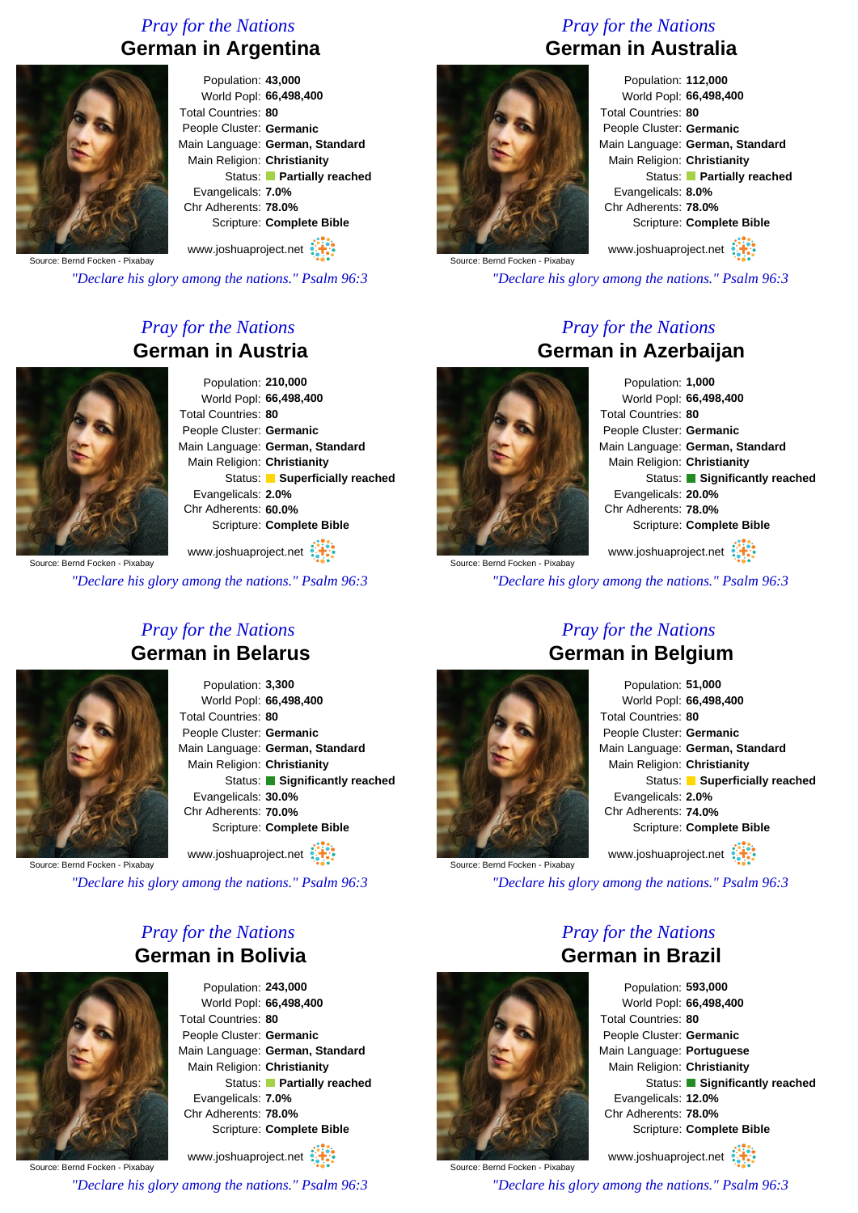## Pray for the Nations

# German in Argentina

Source: Bernd Focken - Pixabay

Population: **43,000**
World Popl: **66,498,400**
Total Countries: **80**
People Cluster: **Germanic**
Main Language: **German, Standard**
Main Religion: **Christianity**
Status: **Partially reached**
Evangelicals: **7.0%**
Chr Adherents: **78.0%**
Scripture: **Complete Bible**

www.joshuaproject.net

*"Declare his glory among the nations." Psalm 96:3*

## Pray for the Nations

# German in Australia

Source: Bernd Focken - Pixabay

Population: **112,000**
World Popl: **66,498,400**
Total Countries: **80**
People Cluster: **Germanic**
Main Language: **German, Standard**
Main Religion: **Christianity**
Status: **Partially reached**
Evangelicals: **8.0%**
Chr Adherents: **78.0%**
Scripture: **Complete Bible**

www.joshuaproject.net

*"Declare his glory among the nations." Psalm 96:3*

## Pray for the Nations

# German in Austria

Source: Bernd Focken - Pixabay

Population: **210,000**
World Popl: **66,498,400**
Total Countries: **80**
People Cluster: **Germanic**
Main Language: **German, Standard**
Main Religion: **Christianity**
Status: **Superficially reached**
Evangelicals: **2.0%**
Chr Adherents: **60.0%**
Scripture: **Complete Bible**

www.joshuaproject.net

*"Declare his glory among the nations." Psalm 96:3*

## Pray for the Nations

# German in Azerbaijan

Source: Bernd Focken - Pixabay

Population: **1,000**
World Popl: **66,498,400**
Total Countries: **80**
People Cluster: **Germanic**
Main Language: **German, Standard**
Main Religion: **Christianity**
Status: **Significantly reached**
Evangelicals: **20.0%**
Chr Adherents: **78.0%**
Scripture: **Complete Bible**

www.joshuaproject.net

*"Declare his glory among the nations." Psalm 96:3*

## Pray for the Nations

# German in Belarus

Source: Bernd Focken - Pixabay

Population: **3,300**
World Popl: **66,498,400**
Total Countries: **80**
People Cluster: **Germanic**
Main Language: **German, Standard**
Main Religion: **Christianity**
Status: **Significantly reached**
Evangelicals: **30.0%**
Chr Adherents: **70.0%**
Scripture: **Complete Bible**

www.joshuaproject.net

*"Declare his glory among the nations." Psalm 96:3*

## Pray for the Nations

# German in Belgium

Source: Bernd Focken - Pixabay

Population: **51,000**
World Popl: **66,498,400**
Total Countries: **80**
People Cluster: **Germanic**
Main Language: **German, Standard**
Main Religion: **Christianity**
Status: **Superficially reached**
Evangelicals: **2.0%**
Chr Adherents: **74.0%**
Scripture: **Complete Bible**

www.joshuaproject.net

*"Declare his glory among the nations." Psalm 96:3*

## Pray for the Nations

# German in Bolivia

Source: Bernd Focken - Pixabay

Population: **243,000**
World Popl: **66,498,400**
Total Countries: **80**
People Cluster: **Germanic**
Main Language: **German, Standard**
Main Religion: **Christianity**
Status: **Partially reached**
Evangelicals: **7.0%**
Chr Adherents: **78.0%**
Scripture: **Complete Bible**

www.joshuaproject.net

*"Declare his glory among the nations." Psalm 96:3*

## Pray for the Nations

# German in Brazil

Source: Bernd Focken - Pixabay

Population: **593,000**
World Popl: **66,498,400**
Total Countries: **80**
People Cluster: **Germanic**
Main Language: **Portuguese**
Main Religion: **Christianity**
Status: **Significantly reached**
Evangelicals: **12.0%**
Chr Adherents: **78.0%**
Scripture: **Complete Bible**

www.joshuaproject.net

*"Declare his glory among the nations." Psalm 96:3*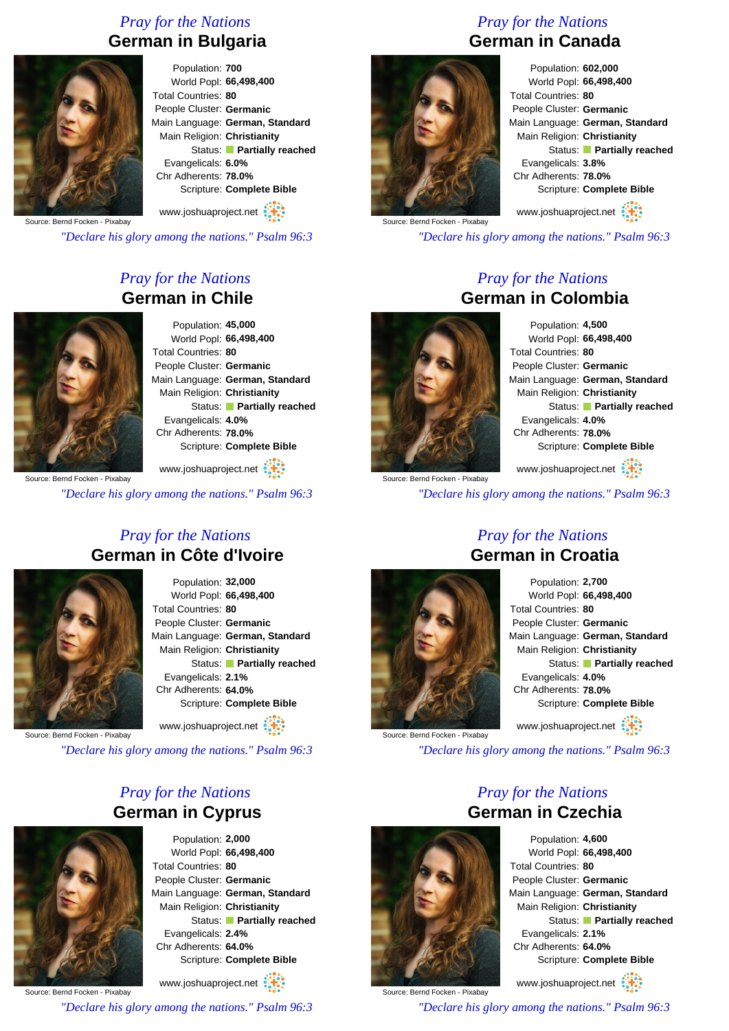## Pray for the Nations

# German in Bulgaria

Source: Bernd Focken - Pixabay

Population: **700**
World Popl: **66,498,400**
Total Countries: **80**
People Cluster: **Germanic**
Main Language: **German, Standard**
Main Religion: **Christianity**
Status: **Partially reached**
Evangelicals: **6.0%**
Chr Adherents: **78.0%**
Scripture: **Complete Bible**

www.joshuaproject.net

*"Declare his glory among the nations." Psalm 96:3*

## Pray for the Nations

# German in Canada

Source: Bernd Focken - Pixabay

Population: **602,000**
World Popl: **66,498,400**
Total Countries: **80**
People Cluster: **Germanic**
Main Language: **German, Standard**
Main Religion: **Christianity**
Status: **Partially reached**
Evangelicals: **3.8%**
Chr Adherents: **78.0%**
Scripture: **Complete Bible**

www.joshuaproject.net

*"Declare his glory among the nations." Psalm 96:3*

## Pray for the Nations

# German in Chile

Source: Bernd Focken - Pixabay

Population: **45,000**
World Popl: **66,498,400**
Total Countries: **80**
People Cluster: **Germanic**
Main Language: **German, Standard**
Main Religion: **Christianity**
Status: **Partially reached**
Evangelicals: **4.0%**
Chr Adherents: **78.0%**
Scripture: **Complete Bible**

www.joshuaproject.net

*"Declare his glory among the nations." Psalm 96:3*

## Pray for the Nations

# German in Colombia

Source: Bernd Focken - Pixabay

Population: **4,500**
World Popl: **66,498,400**
Total Countries: **80**
People Cluster: **Germanic**
Main Language: **German, Standard**
Main Religion: **Christianity**
Status: **Partially reached**
Evangelicals: **4.0%**
Chr Adherents: **78.0%**
Scripture: **Complete Bible**

www.joshuaproject.net

*"Declare his glory among the nations." Psalm 96:3*

## Pray for the Nations

# German in Côte d'Ivoire

Source: Bernd Focken - Pixabay

Population: **32,000**
World Popl: **66,498,400**
Total Countries: **80**
People Cluster: **Germanic**
Main Language: **German, Standard**
Main Religion: **Christianity**
Status: **Partially reached**
Evangelicals: **2.1%**
Chr Adherents: **64.0%**
Scripture: **Complete Bible**

www.joshuaproject.net

*"Declare his glory among the nations." Psalm 96:3*

## Pray for the Nations

# German in Croatia

Source: Bernd Focken - Pixabay

Population: **2,700**
World Popl: **66,498,400**
Total Countries: **80**
People Cluster: **Germanic**
Main Language: **German, Standard**
Main Religion: **Christianity**
Status: **Partially reached**
Evangelicals: **4.0%**
Chr Adherents: **78.0%**
Scripture: **Complete Bible**

www.joshuaproject.net

*"Declare his glory among the nations." Psalm 96:3*

## Pray for the Nations

# German in Cyprus

Source: Bernd Focken - Pixabay

Population: **2,000**
World Popl: **66,498,400**
Total Countries: **80**
People Cluster: **Germanic**
Main Language: **German, Standard**
Main Religion: **Christianity**
Status: **Partially reached**
Evangelicals: **2.4%**
Chr Adherents: **64.0%**
Scripture: **Complete Bible**

www.joshuaproject.net

*"Declare his glory among the nations." Psalm 96:3*

## Pray for the Nations

# German in Czechia

Source: Bernd Focken - Pixabay

Population: **4,600**
World Popl: **66,498,400**
Total Countries: **80**
People Cluster: **Germanic**
Main Language: **German, Standard**
Main Religion: **Christianity**
Status: **Partially reached**
Evangelicals: **2.1%**
Chr Adherents: **64.0%**
Scripture: **Complete Bible**

www.joshuaproject.net

*"Declare his glory among the nations." Psalm 96:3*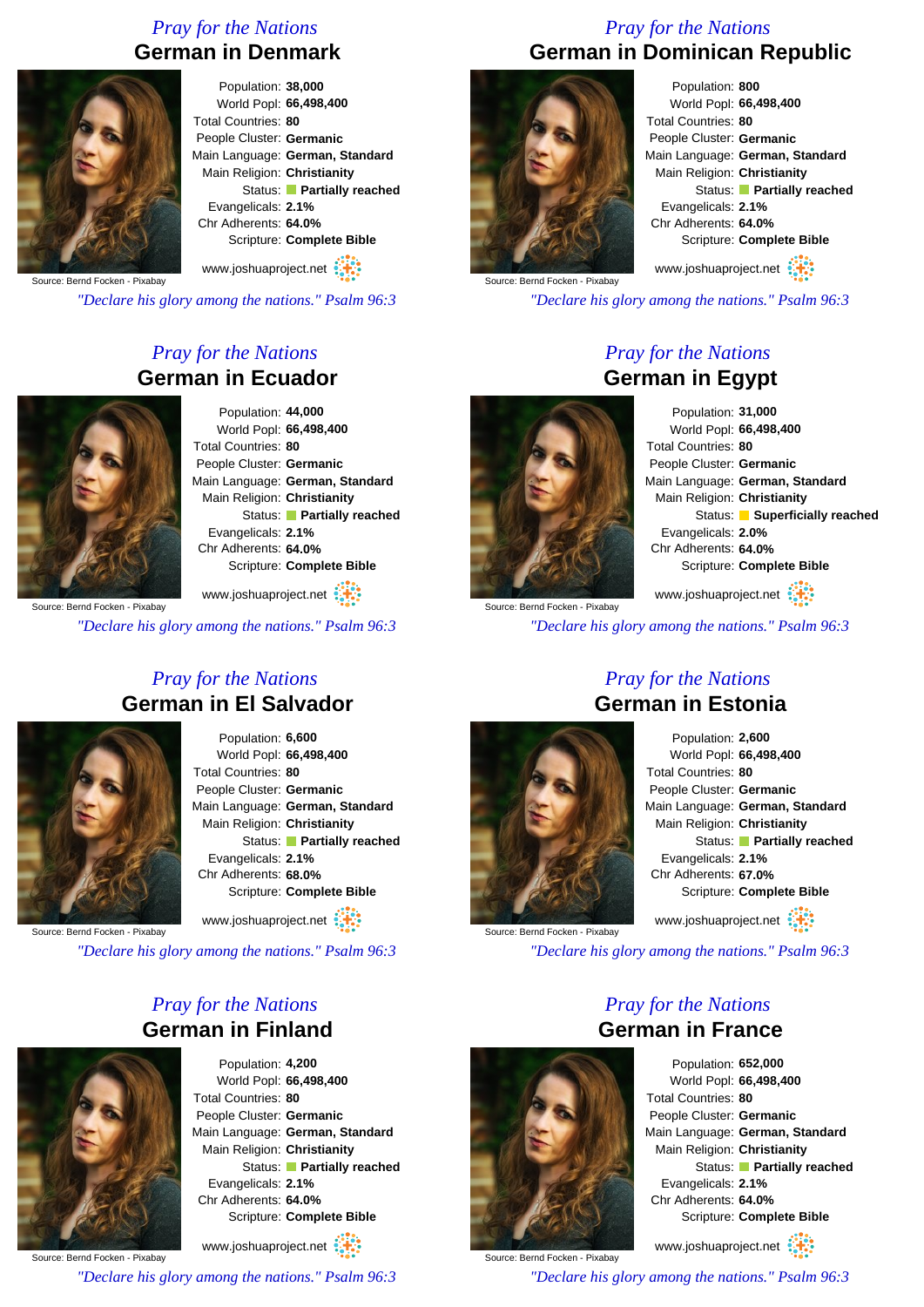*Pray for the Nations*

## German in Denmark

Population: **38,000**
World Popl: **66,498,400**
Total Countries: **80**
People Cluster: **Germanic**
Main Language: **German, Standard**
Main Religion: **Christianity**
Status: **Partially reached**
Evangelicals: **2.1%**
Chr Adherents: **64.0%**
Scripture: **Complete Bible**

Source: Bernd Focken - Pixabay

www.joshuaproject.net

*"Declare his glory among the nations." Psalm 96:3*

*Pray for the Nations*

## German in Dominican Republic

Population: **800**
World Popl: **66,498,400**
Total Countries: **80**
People Cluster: **Germanic**
Main Language: **German, Standard**
Main Religion: **Christianity**
Status: **Partially reached**
Evangelicals: **2.1%**
Chr Adherents: **64.0%**
Scripture: **Complete Bible**

Source: Bernd Focken - Pixabay

www.joshuaproject.net

*"Declare his glory among the nations." Psalm 96:3*

*Pray for the Nations*

## German in Ecuador

Population: **44,000**
World Popl: **66,498,400**
Total Countries: **80**
People Cluster: **Germanic**
Main Language: **German, Standard**
Main Religion: **Christianity**
Status: **Partially reached**
Evangelicals: **2.1%**
Chr Adherents: **64.0%**
Scripture: **Complete Bible**

Source: Bernd Focken - Pixabay

www.joshuaproject.net

*"Declare his glory among the nations." Psalm 96:3*

*Pray for the Nations*

## German in Egypt

Population: **31,000**
World Popl: **66,498,400**
Total Countries: **80**
People Cluster: **Germanic**
Main Language: **German, Standard**
Main Religion: **Christianity**
Status: **Superficially reached**
Evangelicals: **2.0%**
Chr Adherents: **64.0%**
Scripture: **Complete Bible**

Source: Bernd Focken - Pixabay

www.joshuaproject.net

*"Declare his glory among the nations." Psalm 96:3*

*Pray for the Nations*

## German in El Salvador

Population: **6,600**
World Popl: **66,498,400**
Total Countries: **80**
People Cluster: **Germanic**
Main Language: **German, Standard**
Main Religion: **Christianity**
Status: **Partially reached**
Evangelicals: **2.1%**
Chr Adherents: **68.0%**
Scripture: **Complete Bible**

Source: Bernd Focken - Pixabay

www.joshuaproject.net

*"Declare his glory among the nations." Psalm 96:3*

*Pray for the Nations*

## German in Estonia

Population: **2,600**
World Popl: **66,498,400**
Total Countries: **80**
People Cluster: **Germanic**
Main Language: **German, Standard**
Main Religion: **Christianity**
Status: **Partially reached**
Evangelicals: **2.1%**
Chr Adherents: **67.0%**
Scripture: **Complete Bible**

Source: Bernd Focken - Pixabay

www.joshuaproject.net

*"Declare his glory among the nations." Psalm 96:3*

*Pray for the Nations*

## German in Finland

Population: **4,200**
World Popl: **66,498,400**
Total Countries: **80**
People Cluster: **Germanic**
Main Language: **German, Standard**
Main Religion: **Christianity**
Status: **Partially reached**
Evangelicals: **2.1%**
Chr Adherents: **64.0%**
Scripture: **Complete Bible**

Source: Bernd Focken - Pixabay

www.joshuaproject.net

*"Declare his glory among the nations." Psalm 96:3*

*Pray for the Nations*

## German in France

Population: **652,000**
World Popl: **66,498,400**
Total Countries: **80**
People Cluster: **Germanic**
Main Language: **German, Standard**
Main Religion: **Christianity**
Status: **Partially reached**
Evangelicals: **2.1%**
Chr Adherents: **64.0%**
Scripture: **Complete Bible**

Source: Bernd Focken - Pixabay

www.joshuaproject.net

*"Declare his glory among the nations." Psalm 96:3*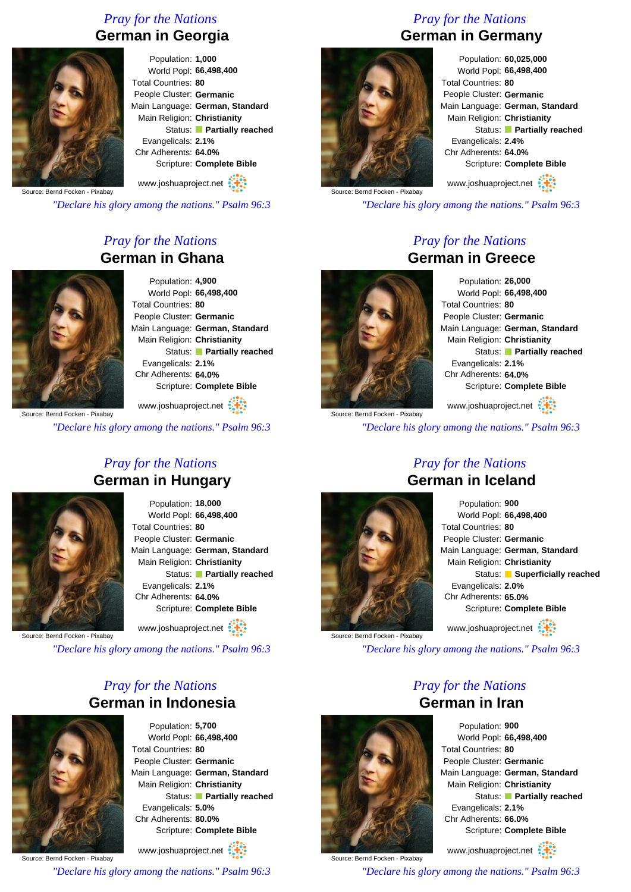*Pray for the Nations*

## German in Georgia

Source: Bernd Focken - Pixabay

Population: **1,000**
World Popl: **66,498,400**
Total Countries: **80**
People Cluster: **Germanic**
Main Language: **German, Standard**
Main Religion: **Christianity**
Status: **Partially reached**
Evangelicals: **2.1%**
Chr Adherents: **64.0%**
Scripture: **Complete Bible**

www.joshuaproject.net

*"Declare his glory among the nations." Psalm 96:3*

*Pray for the Nations*

## German in Germany

Source: Bernd Focken - Pixabay

Population: **60,025,000**
World Popl: **66,498,400**
Total Countries: **80**
People Cluster: **Germanic**
Main Language: **German, Standard**
Main Religion: **Christianity**
Status: **Partially reached**
Evangelicals: **2.4%**
Chr Adherents: **64.0%**
Scripture: **Complete Bible**

www.joshuaproject.net

*"Declare his glory among the nations." Psalm 96:3*

*Pray for the Nations*

## German in Ghana

Source: Bernd Focken - Pixabay

Population: **4,900**
World Popl: **66,498,400**
Total Countries: **80**
People Cluster: **Germanic**
Main Language: **German, Standard**
Main Religion: **Christianity**
Status: **Partially reached**
Evangelicals: **2.1%**
Chr Adherents: **64.0%**
Scripture: **Complete Bible**

www.joshuaproject.net

*"Declare his glory among the nations." Psalm 96:3*

*Pray for the Nations*

## German in Greece

Source: Bernd Focken - Pixabay

Population: **26,000**
World Popl: **66,498,400**
Total Countries: **80**
People Cluster: **Germanic**
Main Language: **German, Standard**
Main Religion: **Christianity**
Status: **Partially reached**
Evangelicals: **2.1%**
Chr Adherents: **64.0%**
Scripture: **Complete Bible**

www.joshuaproject.net

*"Declare his glory among the nations." Psalm 96:3*

*Pray for the Nations*

## German in Hungary

Source: Bernd Focken - Pixabay

Population: **18,000**
World Popl: **66,498,400**
Total Countries: **80**
People Cluster: **Germanic**
Main Language: **German, Standard**
Main Religion: **Christianity**
Status: **Partially reached**
Evangelicals: **2.1%**
Chr Adherents: **64.0%**
Scripture: **Complete Bible**

www.joshuaproject.net

*"Declare his glory among the nations." Psalm 96:3*

*Pray for the Nations*

## German in Iceland

Source: Bernd Focken - Pixabay

Population: **900**
World Popl: **66,498,400**
Total Countries: **80**
People Cluster: **Germanic**
Main Language: **German, Standard**
Main Religion: **Christianity**
Status: **Superficially reached**
Evangelicals: **2.0%**
Chr Adherents: **65.0%**
Scripture: **Complete Bible**

www.joshuaproject.net

*"Declare his glory among the nations." Psalm 96:3*

*Pray for the Nations*

## German in Indonesia

Source: Bernd Focken - Pixabay

Population: **5,700**
World Popl: **66,498,400**
Total Countries: **80**
People Cluster: **Germanic**
Main Language: **German, Standard**
Main Religion: **Christianity**
Status: **Partially reached**
Evangelicals: **5.0%**
Chr Adherents: **80.0%**
Scripture: **Complete Bible**

www.joshuaproject.net

*"Declare his glory among the nations." Psalm 96:3*

*Pray for the Nations*

## German in Iran

Source: Bernd Focken - Pixabay

Population: **900**
World Popl: **66,498,400**
Total Countries: **80**
People Cluster: **Germanic**
Main Language: **German, Standard**
Main Religion: **Christianity**
Status: **Partially reached**
Evangelicals: **2.1%**
Chr Adherents: **66.0%**
Scripture: **Complete Bible**

www.joshuaproject.net

*"Declare his glory among the nations." Psalm 96:3*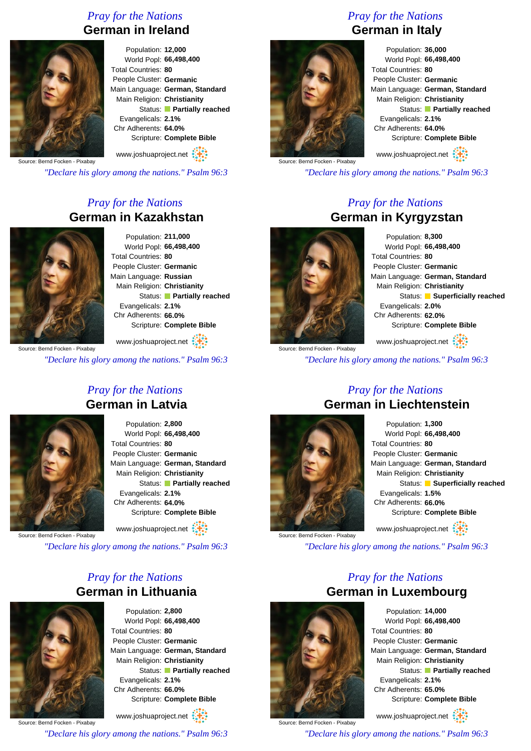*Pray for the Nations*

## German in Ireland

Source: Bernd Focken - Pixabay

Population: **12,000**
World Popl: **66,498,400**
Total Countries: **80**
People Cluster: **Germanic**
Main Language: **German, Standard**
Main Religion: **Christianity**
Status: **Partially reached**
Evangelicals: **2.1%**
Chr Adherents: **64.0%**
Scripture: **Complete Bible**

www.joshuaproject.net

*"Declare his glory among the nations." Psalm 96:3*

*Pray for the Nations*

## German in Italy

Source: Bernd Focken - Pixabay

Population: **36,000**
World Popl: **66,498,400**
Total Countries: **80**
People Cluster: **Germanic**
Main Language: **German, Standard**
Main Religion: **Christianity**
Status: **Partially reached**
Evangelicals: **2.1%**
Chr Adherents: **64.0%**
Scripture: **Complete Bible**

www.joshuaproject.net

*"Declare his glory among the nations." Psalm 96:3*

*Pray for the Nations*

## German in Kazakhstan

Source: Bernd Focken - Pixabay

Population: **211,000**
World Popl: **66,498,400**
Total Countries: **80**
People Cluster: **Germanic**
Main Language: **Russian**
Main Religion: **Christianity**
Status: **Partially reached**
Evangelicals: **2.1%**
Chr Adherents: **66.0%**
Scripture: **Complete Bible**

www.joshuaproject.net

*"Declare his glory among the nations." Psalm 96:3*

*Pray for the Nations*

## German in Kyrgyzstan

Source: Bernd Focken - Pixabay

Population: **8,300**
World Popl: **66,498,400**
Total Countries: **80**
People Cluster: **Germanic**
Main Language: **German, Standard**
Main Religion: **Christianity**
Status: **Superficially reached**
Evangelicals: **2.0%**
Chr Adherents: **62.0%**
Scripture: **Complete Bible**

www.joshuaproject.net

*"Declare his glory among the nations." Psalm 96:3*

*Pray for the Nations*

## German in Latvia

Source: Bernd Focken - Pixabay

Population: **2,800**
World Popl: **66,498,400**
Total Countries: **80**
People Cluster: **Germanic**
Main Language: **German, Standard**
Main Religion: **Christianity**
Status: **Partially reached**
Evangelicals: **2.1%**
Chr Adherents: **64.0%**
Scripture: **Complete Bible**

www.joshuaproject.net

*"Declare his glory among the nations." Psalm 96:3*

*Pray for the Nations*

## German in Liechtenstein

Source: Bernd Focken - Pixabay

Population: **1,300**
World Popl: **66,498,400**
Total Countries: **80**
People Cluster: **Germanic**
Main Language: **German, Standard**
Main Religion: **Christianity**
Status: **Superficially reached**
Evangelicals: **1.5%**
Chr Adherents: **66.0%**
Scripture: **Complete Bible**

www.joshuaproject.net

*"Declare his glory among the nations." Psalm 96:3*

*Pray for the Nations*

## German in Lithuania

Source: Bernd Focken - Pixabay

Population: **2,800**
World Popl: **66,498,400**
Total Countries: **80**
People Cluster: **Germanic**
Main Language: **German, Standard**
Main Religion: **Christianity**
Status: **Partially reached**
Evangelicals: **2.1%**
Chr Adherents: **66.0%**
Scripture: **Complete Bible**

www.joshuaproject.net

*"Declare his glory among the nations." Psalm 96:3*

*Pray for the Nations*

## German in Luxembourg

Source: Bernd Focken - Pixabay

Population: **14,000**
World Popl: **66,498,400**
Total Countries: **80**
People Cluster: **Germanic**
Main Language: **German, Standard**
Main Religion: **Christianity**
Status: **Partially reached**
Evangelicals: **2.1%**
Chr Adherents: **65.0%**
Scripture: **Complete Bible**

www.joshuaproject.net

*"Declare his glory among the nations." Psalm 96:3*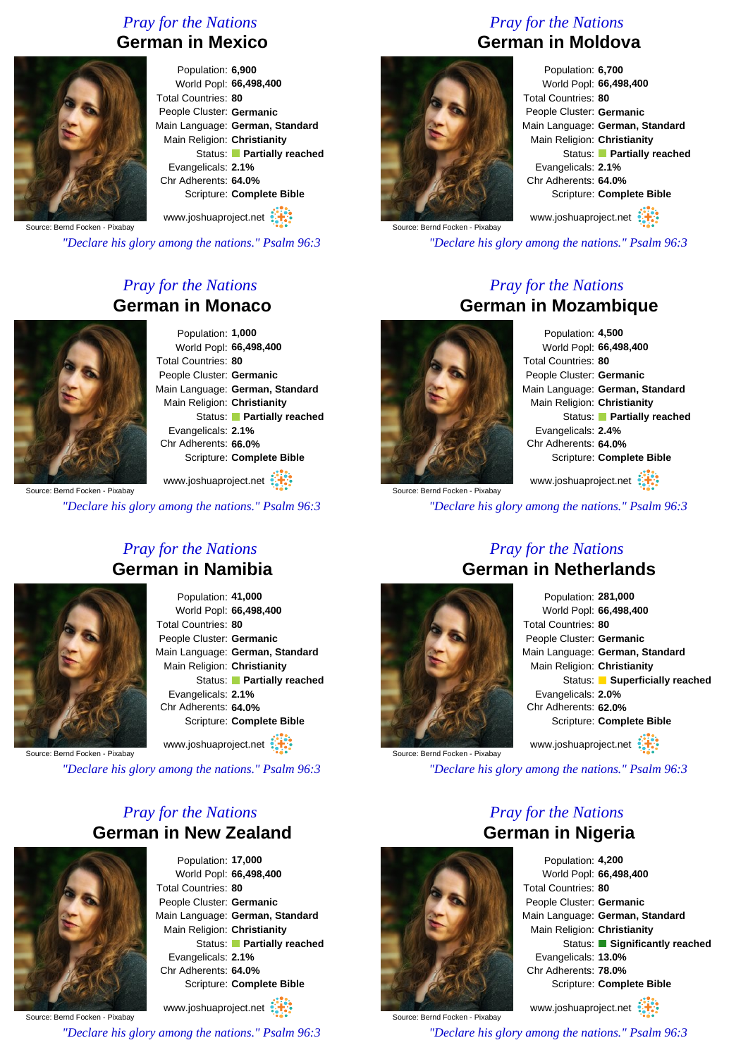## Pray for the Nations

# German in Mexico

Source: Bernd Focken - Pixabay

Population: **6,900**
World Popl: **66,498,400**
Total Countries: **80**
People Cluster: **Germanic**
Main Language: **German, Standard**
Main Religion: **Christianity**
Status: **Partially reached**
Evangelicals: **2.1%**
Chr Adherents: **64.0%**
Scripture: **Complete Bible**

www.joshuaproject.net

*"Declare his glory among the nations." Psalm 96:3*

## Pray for the Nations

# German in Moldova

Source: Bernd Focken - Pixabay

Population: **6,700**
World Popl: **66,498,400**
Total Countries: **80**
People Cluster: **Germanic**
Main Language: **German, Standard**
Main Religion: **Christianity**
Status: **Partially reached**
Evangelicals: **2.1%**
Chr Adherents: **64.0%**
Scripture: **Complete Bible**

www.joshuaproject.net

*"Declare his glory among the nations." Psalm 96:3*

## Pray for the Nations

# German in Monaco

Source: Bernd Focken - Pixabay

Population: **1,000**
World Popl: **66,498,400**
Total Countries: **80**
People Cluster: **Germanic**
Main Language: **German, Standard**
Main Religion: **Christianity**
Status: **Partially reached**
Evangelicals: **2.1%**
Chr Adherents: **66.0%**
Scripture: **Complete Bible**

www.joshuaproject.net

*"Declare his glory among the nations." Psalm 96:3*

## Pray for the Nations

# German in Mozambique

Source: Bernd Focken - Pixabay

Population: **4,500**
World Popl: **66,498,400**
Total Countries: **80**
People Cluster: **Germanic**
Main Language: **German, Standard**
Main Religion: **Christianity**
Status: **Partially reached**
Evangelicals: **2.4%**
Chr Adherents: **64.0%**
Scripture: **Complete Bible**

www.joshuaproject.net

*"Declare his glory among the nations." Psalm 96:3*

## Pray for the Nations

# German in Namibia

Source: Bernd Focken - Pixabay

Population: **41,000**
World Popl: **66,498,400**
Total Countries: **80**
People Cluster: **Germanic**
Main Language: **German, Standard**
Main Religion: **Christianity**
Status: **Partially reached**
Evangelicals: **2.1%**
Chr Adherents: **64.0%**
Scripture: **Complete Bible**

www.joshuaproject.net

*"Declare his glory among the nations." Psalm 96:3*

## Pray for the Nations

# German in Netherlands

Source: Bernd Focken - Pixabay

Population: **281,000**
World Popl: **66,498,400**
Total Countries: **80**
People Cluster: **Germanic**
Main Language: **German, Standard**
Main Religion: **Christianity**
Status: **Superficially reached**
Evangelicals: **2.0%**
Chr Adherents: **62.0%**
Scripture: **Complete Bible**

www.joshuaproject.net

*"Declare his glory among the nations." Psalm 96:3*

## Pray for the Nations

# German in New Zealand

Source: Bernd Focken - Pixabay

Population: **17,000**
World Popl: **66,498,400**
Total Countries: **80**
People Cluster: **Germanic**
Main Language: **German, Standard**
Main Religion: **Christianity**
Status: **Partially reached**
Evangelicals: **2.1%**
Chr Adherents: **64.0%**
Scripture: **Complete Bible**

www.joshuaproject.net

*"Declare his glory among the nations." Psalm 96:3*

## Pray for the Nations

# German in Nigeria

Source: Bernd Focken - Pixabay

Population: **4,200**
World Popl: **66,498,400**
Total Countries: **80**
People Cluster: **Germanic**
Main Language: **German, Standard**
Main Religion: **Christianity**
Status: **Significantly reached**
Evangelicals: **13.0%**
Chr Adherents: **78.0%**
Scripture: **Complete Bible**

www.joshuaproject.net

*"Declare his glory among the nations." Psalm 96:3*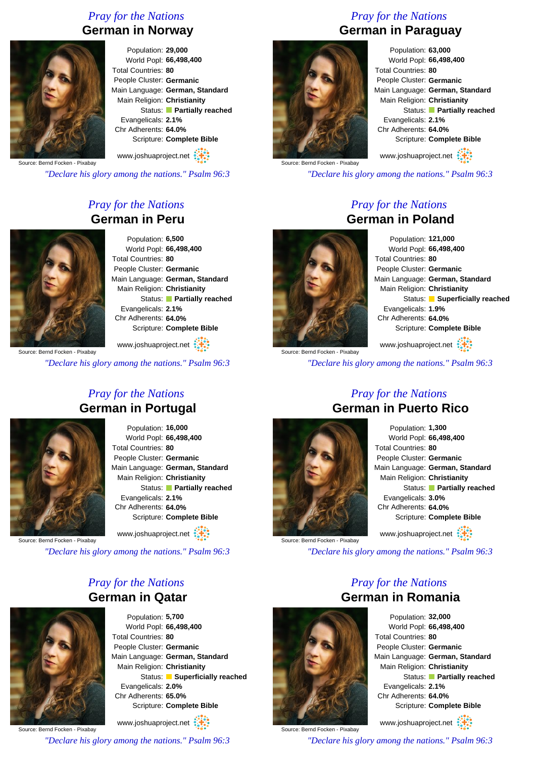## Pray for the Nations
# German in Norway

Population: **29,000**
World Popl: **66,498,400**
Total Countries: **80**
People Cluster: **Germanic**
Main Language: **German, Standard**
Main Religion: **Christianity**
Status: **Partially reached**
Evangelicals: **2.1%**
Chr Adherents: **64.0%**
Scripture: **Complete Bible**

Source: Bernd Focken - Pixabay

www.joshuaproject.net

*"Declare his glory among the nations." Psalm 96:3*

## Pray for the Nations
# German in Paraguay

Population: **63,000**
World Popl: **66,498,400**
Total Countries: **80**
People Cluster: **Germanic**
Main Language: **German, Standard**
Main Religion: **Christianity**
Status: **Partially reached**
Evangelicals: **2.1%**
Chr Adherents: **64.0%**
Scripture: **Complete Bible**

Source: Bernd Focken - Pixabay

www.joshuaproject.net

*"Declare his glory among the nations." Psalm 96:3*

## Pray for the Nations
# German in Peru

Population: **6,500**
World Popl: **66,498,400**
Total Countries: **80**
People Cluster: **Germanic**
Main Language: **German, Standard**
Main Religion: **Christianity**
Status: **Partially reached**
Evangelicals: **2.1%**
Chr Adherents: **64.0%**
Scripture: **Complete Bible**

Source: Bernd Focken - Pixabay

www.joshuaproject.net

*"Declare his glory among the nations." Psalm 96:3*

## Pray for the Nations
# German in Poland

Population: **121,000**
World Popl: **66,498,400**
Total Countries: **80**
People Cluster: **Germanic**
Main Language: **German, Standard**
Main Religion: **Christianity**
Status: **Superficially reached**
Evangelicals: **1.9%**
Chr Adherents: **64.0%**
Scripture: **Complete Bible**

Source: Bernd Focken - Pixabay

www.joshuaproject.net

*"Declare his glory among the nations." Psalm 96:3*

## Pray for the Nations
# German in Portugal

Population: **16,000**
World Popl: **66,498,400**
Total Countries: **80**
People Cluster: **Germanic**
Main Language: **German, Standard**
Main Religion: **Christianity**
Status: **Partially reached**
Evangelicals: **2.1%**
Chr Adherents: **64.0%**
Scripture: **Complete Bible**

Source: Bernd Focken - Pixabay

www.joshuaproject.net

*"Declare his glory among the nations." Psalm 96:3*

## Pray for the Nations
# German in Puerto Rico

Population: **1,300**
World Popl: **66,498,400**
Total Countries: **80**
People Cluster: **Germanic**
Main Language: **German, Standard**
Main Religion: **Christianity**
Status: **Partially reached**
Evangelicals: **3.0%**
Chr Adherents: **64.0%**
Scripture: **Complete Bible**

Source: Bernd Focken - Pixabay

www.joshuaproject.net

*"Declare his glory among the nations." Psalm 96:3*

## Pray for the Nations
# German in Qatar

Population: **5,700**
World Popl: **66,498,400**
Total Countries: **80**
People Cluster: **Germanic**
Main Language: **German, Standard**
Main Religion: **Christianity**
Status: **Superficially reached**
Evangelicals: **2.0%**
Chr Adherents: **65.0%**
Scripture: **Complete Bible**

Source: Bernd Focken - Pixabay

www.joshuaproject.net

*"Declare his glory among the nations." Psalm 96:3*

## Pray for the Nations
# German in Romania

Population: **32,000**
World Popl: **66,498,400**
Total Countries: **80**
People Cluster: **Germanic**
Main Language: **German, Standard**
Main Religion: **Christianity**
Status: **Partially reached**
Evangelicals: **2.1%**
Chr Adherents: **64.0%**
Scripture: **Complete Bible**

Source: Bernd Focken - Pixabay

www.joshuaproject.net

*"Declare his glory among the nations." Psalm 96:3*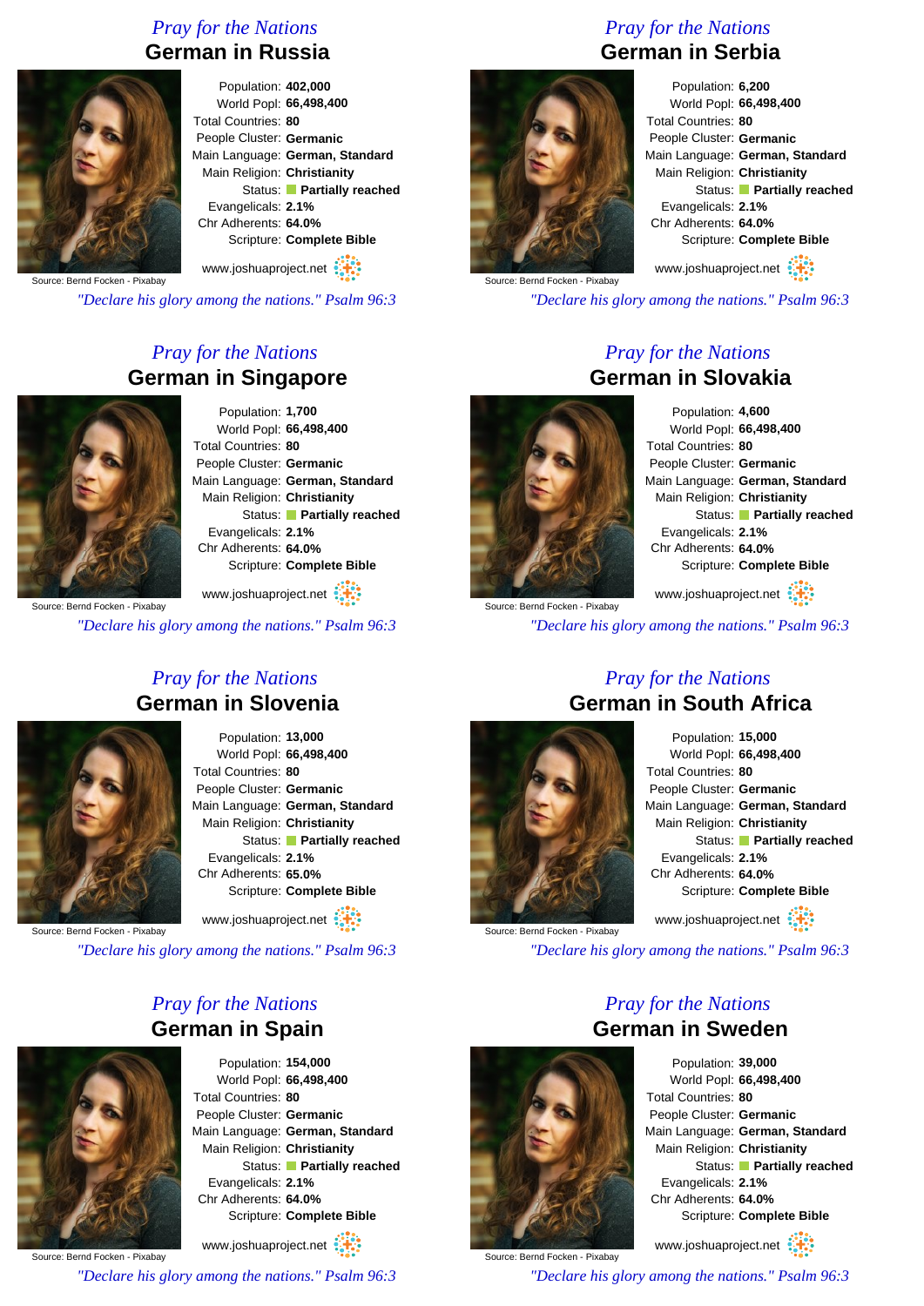## Pray for the Nations

### German in Russia

Population: **402,000**
World Popl: **66,498,400**
Total Countries: **80**
People Cluster: **Germanic**
Main Language: **German, Standard**
Main Religion: **Christianity**
Status: **Partially reached**
Evangelicals: **2.1%**
Chr Adherents: **64.0%**
Scripture: **Complete Bible**

Source: Bernd Focken - Pixabay

www.joshuaproject.net

*"Declare his glory among the nations." Psalm 96:3*

## Pray for the Nations

### German in Serbia

Population: **6,200**
World Popl: **66,498,400**
Total Countries: **80**
People Cluster: **Germanic**
Main Language: **German, Standard**
Main Religion: **Christianity**
Status: **Partially reached**
Evangelicals: **2.1%**
Chr Adherents: **64.0%**
Scripture: **Complete Bible**

Source: Bernd Focken - Pixabay

www.joshuaproject.net

*"Declare his glory among the nations." Psalm 96:3*

## Pray for the Nations

### German in Singapore

Population: **1,700**
World Popl: **66,498,400**
Total Countries: **80**
People Cluster: **Germanic**
Main Language: **German, Standard**
Main Religion: **Christianity**
Status: **Partially reached**
Evangelicals: **2.1%**
Chr Adherents: **64.0%**
Scripture: **Complete Bible**

Source: Bernd Focken - Pixabay

www.joshuaproject.net

*"Declare his glory among the nations." Psalm 96:3*

## Pray for the Nations

### German in Slovakia

Population: **4,600**
World Popl: **66,498,400**
Total Countries: **80**
People Cluster: **Germanic**
Main Language: **German, Standard**
Main Religion: **Christianity**
Status: **Partially reached**
Evangelicals: **2.1%**
Chr Adherents: **64.0%**
Scripture: **Complete Bible**

Source: Bernd Focken - Pixabay

www.joshuaproject.net

*"Declare his glory among the nations." Psalm 96:3*

## Pray for the Nations

### German in Slovenia

Population: **13,000**
World Popl: **66,498,400**
Total Countries: **80**
People Cluster: **Germanic**
Main Language: **German, Standard**
Main Religion: **Christianity**
Status: **Partially reached**
Evangelicals: **2.1%**
Chr Adherents: **65.0%**
Scripture: **Complete Bible**

Source: Bernd Focken - Pixabay

www.joshuaproject.net

*"Declare his glory among the nations." Psalm 96:3*

## Pray for the Nations

### German in South Africa

Population: **15,000**
World Popl: **66,498,400**
Total Countries: **80**
People Cluster: **Germanic**
Main Language: **German, Standard**
Main Religion: **Christianity**
Status: **Partially reached**
Evangelicals: **2.1%**
Chr Adherents: **64.0%**
Scripture: **Complete Bible**

Source: Bernd Focken - Pixabay

www.joshuaproject.net

*"Declare his glory among the nations." Psalm 96:3*

## Pray for the Nations

### German in Spain

Population: **154,000**
World Popl: **66,498,400**
Total Countries: **80**
People Cluster: **Germanic**
Main Language: **German, Standard**
Main Religion: **Christianity**
Status: **Partially reached**
Evangelicals: **2.1%**
Chr Adherents: **64.0%**
Scripture: **Complete Bible**

Source: Bernd Focken - Pixabay

www.joshuaproject.net

*"Declare his glory among the nations." Psalm 96:3*

## Pray for the Nations

### German in Sweden

Population: **39,000**
World Popl: **66,498,400**
Total Countries: **80**
People Cluster: **Germanic**
Main Language: **German, Standard**
Main Religion: **Christianity**
Status: **Partially reached**
Evangelicals: **2.1%**
Chr Adherents: **64.0%**
Scripture: **Complete Bible**

Source: Bernd Focken - Pixabay

www.joshuaproject.net

*"Declare his glory among the nations." Psalm 96:3*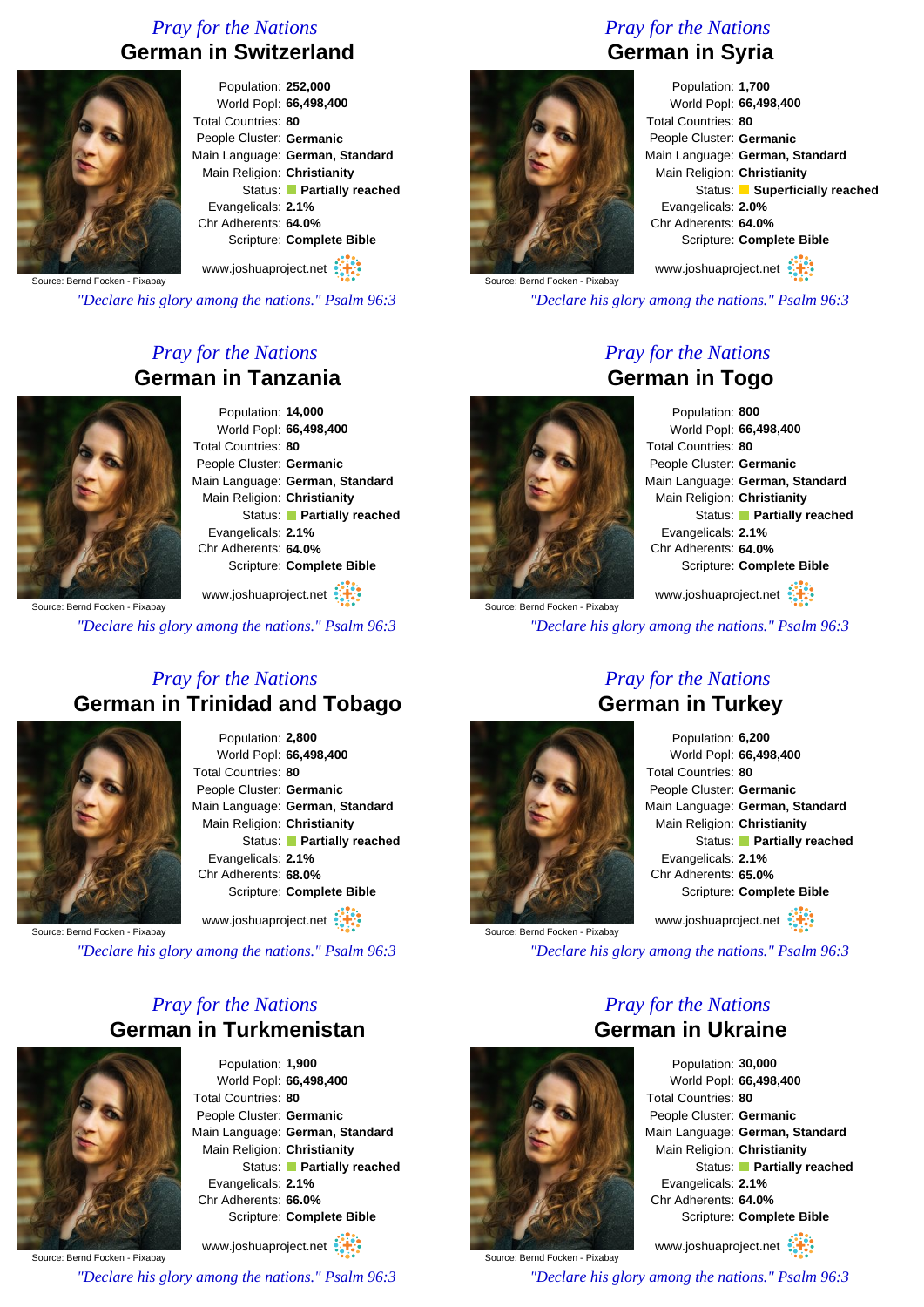*Pray for the Nations*

## German in Switzerland

Source: Bernd Focken - Pixabay

Population: **252,000**
World Popl: **66,498,400**
Total Countries: **80**
People Cluster: **Germanic**
Main Language: **German, Standard**
Main Religion: **Christianity**
Status: **Partially reached**
Evangelicals: **2.1%**
Chr Adherents: **64.0%**
Scripture: **Complete Bible**

www.joshuaproject.net

*"Declare his glory among the nations." Psalm 96:3*

*Pray for the Nations*

## German in Syria

Source: Bernd Focken - Pixabay

Population: **1,700**
World Popl: **66,498,400**
Total Countries: **80**
People Cluster: **Germanic**
Main Language: **German, Standard**
Main Religion: **Christianity**
Status: **Superficially reached**
Evangelicals: **2.0%**
Chr Adherents: **64.0%**
Scripture: **Complete Bible**

www.joshuaproject.net

*"Declare his glory among the nations." Psalm 96:3*

*Pray for the Nations*

## German in Tanzania

Source: Bernd Focken - Pixabay

Population: **14,000**
World Popl: **66,498,400**
Total Countries: **80**
People Cluster: **Germanic**
Main Language: **German, Standard**
Main Religion: **Christianity**
Status: **Partially reached**
Evangelicals: **2.1%**
Chr Adherents: **64.0%**
Scripture: **Complete Bible**

www.joshuaproject.net

*"Declare his glory among the nations." Psalm 96:3*

*Pray for the Nations*

## German in Togo

Source: Bernd Focken - Pixabay

Population: **800**
World Popl: **66,498,400**
Total Countries: **80**
People Cluster: **Germanic**
Main Language: **German, Standard**
Main Religion: **Christianity**
Status: **Partially reached**
Evangelicals: **2.1%**
Chr Adherents: **64.0%**
Scripture: **Complete Bible**

www.joshuaproject.net

*"Declare his glory among the nations." Psalm 96:3*

*Pray for the Nations*

## German in Trinidad and Tobago

Source: Bernd Focken - Pixabay

Population: **2,800**
World Popl: **66,498,400**
Total Countries: **80**
People Cluster: **Germanic**
Main Language: **German, Standard**
Main Religion: **Christianity**
Status: **Partially reached**
Evangelicals: **2.1%**
Chr Adherents: **68.0%**
Scripture: **Complete Bible**

www.joshuaproject.net

*"Declare his glory among the nations." Psalm 96:3*

*Pray for the Nations*

## German in Turkey

Source: Bernd Focken - Pixabay

Population: **6,200**
World Popl: **66,498,400**
Total Countries: **80**
People Cluster: **Germanic**
Main Language: **German, Standard**
Main Religion: **Christianity**
Status: **Partially reached**
Evangelicals: **2.1%**
Chr Adherents: **65.0%**
Scripture: **Complete Bible**

www.joshuaproject.net

*"Declare his glory among the nations." Psalm 96:3*

*Pray for the Nations*

## German in Turkmenistan

Source: Bernd Focken - Pixabay

Population: **1,900**
World Popl: **66,498,400**
Total Countries: **80**
People Cluster: **Germanic**
Main Language: **German, Standard**
Main Religion: **Christianity**
Status: **Partially reached**
Evangelicals: **2.1%**
Chr Adherents: **66.0%**
Scripture: **Complete Bible**

www.joshuaproject.net

*"Declare his glory among the nations." Psalm 96:3*

*Pray for the Nations*

## German in Ukraine

Source: Bernd Focken - Pixabay

Population: **30,000**
World Popl: **66,498,400**
Total Countries: **80**
People Cluster: **Germanic**
Main Language: **German, Standard**
Main Religion: **Christianity**
Status: **Partially reached**
Evangelicals: **2.1%**
Chr Adherents: **64.0%**
Scripture: **Complete Bible**

www.joshuaproject.net

*"Declare his glory among the nations." Psalm 96:3*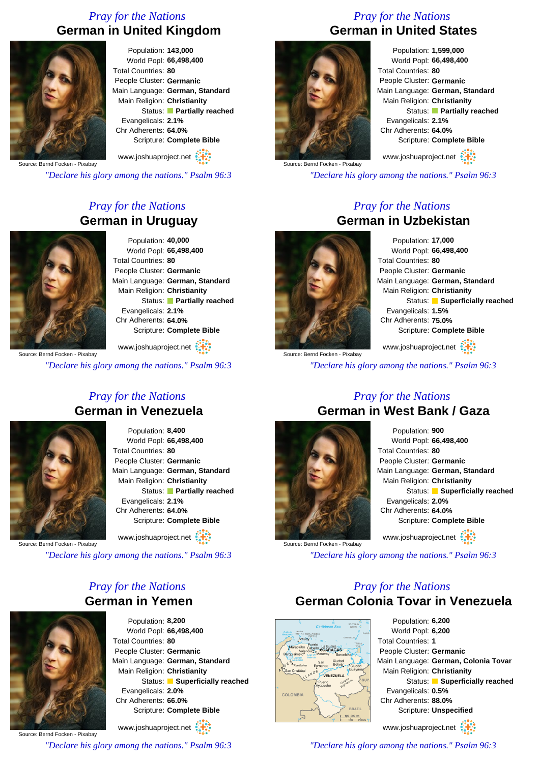## Pray for the Nations
# German in United Kingdom

Source: Bernd Focken - Pixabay

Population: **143,000**
World Popl: **66,498,400**
Total Countries: **80**
People Cluster: **Germanic**
Main Language: **German, Standard**
Main Religion: **Christianity**
Status: **Partially reached**
Evangelicals: **2.1%**
Chr Adherents: **64.0%**
Scripture: **Complete Bible**

www.joshuaproject.net

*"Declare his glory among the nations." Psalm 96:3*

## Pray for the Nations
# German in United States

Source: Bernd Focken - Pixabay

Population: **1,599,000**
World Popl: **66,498,400**
Total Countries: **80**
People Cluster: **Germanic**
Main Language: **German, Standard**
Main Religion: **Christianity**
Status: **Partially reached**
Evangelicals: **2.1%**
Chr Adherents: **64.0%**
Scripture: **Complete Bible**

www.joshuaproject.net

*"Declare his glory among the nations." Psalm 96:3*

## Pray for the Nations
# German in Uruguay

Source: Bernd Focken - Pixabay

Population: **40,000**
World Popl: **66,498,400**
Total Countries: **80**
People Cluster: **Germanic**
Main Language: **German, Standard**
Main Religion: **Christianity**
Status: **Partially reached**
Evangelicals: **2.1%**
Chr Adherents: **64.0%**
Scripture: **Complete Bible**

www.joshuaproject.net

*"Declare his glory among the nations." Psalm 96:3*

## Pray for the Nations
# German in Uzbekistan

Source: Bernd Focken - Pixabay

Population: **17,000**
World Popl: **66,498,400**
Total Countries: **80**
People Cluster: **Germanic**
Main Language: **German, Standard**
Main Religion: **Christianity**
Status: **Superficially reached**
Evangelicals: **1.5%**
Chr Adherents: **75.0%**
Scripture: **Complete Bible**

www.joshuaproject.net

*"Declare his glory among the nations." Psalm 96:3*

## Pray for the Nations
# German in Venezuela

Source: Bernd Focken - Pixabay

Population: **8,400**
World Popl: **66,498,400**
Total Countries: **80**
People Cluster: **Germanic**
Main Language: **German, Standard**
Main Religion: **Christianity**
Status: **Partially reached**
Evangelicals: **2.1%**
Chr Adherents: **64.0%**
Scripture: **Complete Bible**

www.joshuaproject.net

*"Declare his glory among the nations." Psalm 96:3*

## Pray for the Nations
# German in West Bank / Gaza

Source: Bernd Focken - Pixabay

Population: **900**
World Popl: **66,498,400**
Total Countries: **80**
People Cluster: **Germanic**
Main Language: **German, Standard**
Main Religion: **Christianity**
Status: **Superficially reached**
Evangelicals: **2.0%**
Chr Adherents: **64.0%**
Scripture: **Complete Bible**

www.joshuaproject.net

*"Declare his glory among the nations." Psalm 96:3*

## Pray for the Nations
# German in Yemen

Source: Bernd Focken - Pixabay

Population: **8,200**
World Popl: **66,498,400**
Total Countries: **80**
People Cluster: **Germanic**
Main Language: **German, Standard**
Main Religion: **Christianity**
Status: **Superficially reached**
Evangelicals: **2.0%**
Chr Adherents: **66.0%**
Scripture: **Complete Bible**

www.joshuaproject.net

*"Declare his glory among the nations." Psalm 96:3*

## Pray for the Nations
# German Colonia Tovar in Venezuela

Population: **6,200**
World Popl: **6,200**
Total Countries: **1**
People Cluster: **Germanic**
Main Language: **German, Colonia Tovar**
Main Religion: **Christianity**
Status: **Superficially reached**
Evangelicals: **0.5%**
Chr Adherents: **88.0%**
Scripture: **Unspecified**

www.joshuaproject.net

*"Declare his glory among the nations." Psalm 96:3*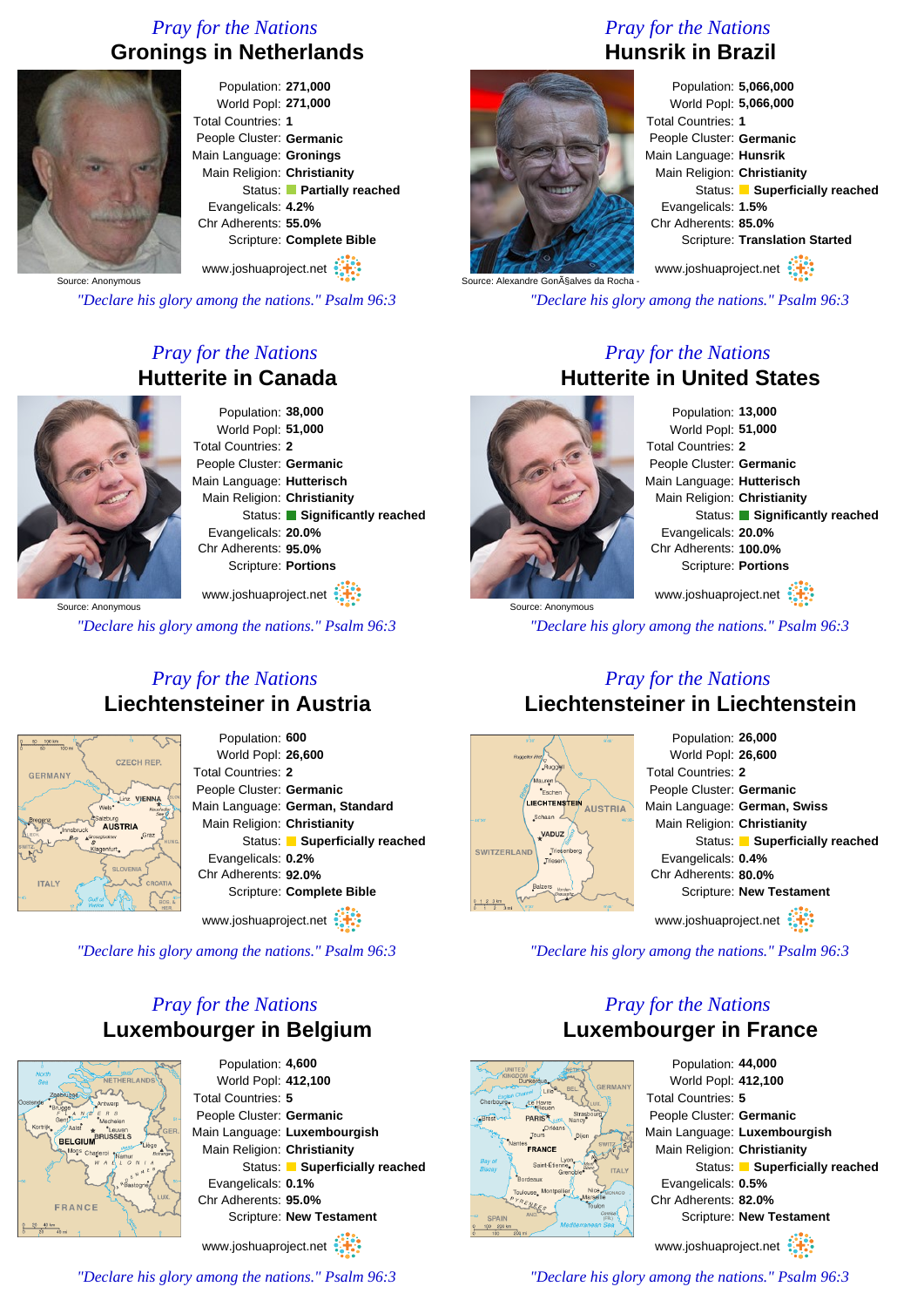## Pray for the Nations
# Gronings in Netherlands

Population: **271,000**
World Popl: **271,000**
Total Countries: **1**
People Cluster: **Germanic**
Main Language: **Gronings**
Main Religion: **Christianity**
Status: **Partially reached**
Evangelicals: **4.2%**
Chr Adherents: **55.0%**
Scripture: **Complete Bible**

Source: Anonymous

www.joshuaproject.net

*"Declare his glory among the nations." Psalm 96:3*

## Pray for the Nations
# Hunsrik in Brazil

Population: **5,066,000**
World Popl: **5,066,000**
Total Countries: **1**
People Cluster: **Germanic**
Main Language: **Hunsrik**
Main Religion: **Christianity**
Status: **Superficially reached**
Evangelicals: **1.5%**
Chr Adherents: **85.0%**
Scripture: **Translation Started**

Source: Alexandre GonÃ§alves da Rocha -

www.joshuaproject.net

*"Declare his glory among the nations." Psalm 96:3*

## Pray for the Nations
# Hutterite in Canada

Population: **38,000**
World Popl: **51,000**
Total Countries: **2**
People Cluster: **Germanic**
Main Language: **Hutterisch**
Main Religion: **Christianity**
Status: **Significantly reached**
Evangelicals: **20.0%**
Chr Adherents: **95.0%**
Scripture: **Portions**

Source: Anonymous

www.joshuaproject.net

*"Declare his glory among the nations." Psalm 96:3*

## Pray for the Nations
# Hutterite in United States

Population: **13,000**
World Popl: **51,000**
Total Countries: **2**
People Cluster: **Germanic**
Main Language: **Hutterisch**
Main Religion: **Christianity**
Status: **Significantly reached**
Evangelicals: **20.0%**
Chr Adherents: **100.0%**
Scripture: **Portions**

Source: Anonymous

www.joshuaproject.net

*"Declare his glory among the nations." Psalm 96:3*

## Pray for the Nations
# Liechtensteiner in Austria

Population: **600**
World Popl: **26,600**
Total Countries: **2**
People Cluster: **Germanic**
Main Language: **German, Standard**
Main Religion: **Christianity**
Status: **Superficially reached**
Evangelicals: **0.2%**
Chr Adherents: **92.0%**
Scripture: **Complete Bible**

www.joshuaproject.net

*"Declare his glory among the nations." Psalm 96:3*

## Pray for the Nations
# Liechtensteiner in Liechtenstein

Population: **26,000**
World Popl: **26,600**
Total Countries: **2**
People Cluster: **Germanic**
Main Language: **German, Swiss**
Main Religion: **Christianity**
Status: **Superficially reached**
Evangelicals: **0.4%**
Chr Adherents: **80.0%**
Scripture: **New Testament**

www.joshuaproject.net

*"Declare his glory among the nations." Psalm 96:3*

## Pray for the Nations
# Luxembourger in Belgium

Population: **4,600**
World Popl: **412,100**
Total Countries: **5**
People Cluster: **Germanic**
Main Language: **Luxembourgish**
Main Religion: **Christianity**
Status: **Superficially reached**
Evangelicals: **0.1%**
Chr Adherents: **95.0%**
Scripture: **New Testament**

www.joshuaproject.net

*"Declare his glory among the nations." Psalm 96:3*

## Pray for the Nations
# Luxembourger in France

Population: **44,000**
World Popl: **412,100**
Total Countries: **5**
People Cluster: **Germanic**
Main Language: **Luxembourgish**
Main Religion: **Christianity**
Status: **Superficially reached**
Evangelicals: **0.5%**
Chr Adherents: **82.0%**
Scripture: **New Testament**

www.joshuaproject.net

*"Declare his glory among the nations." Psalm 96:3*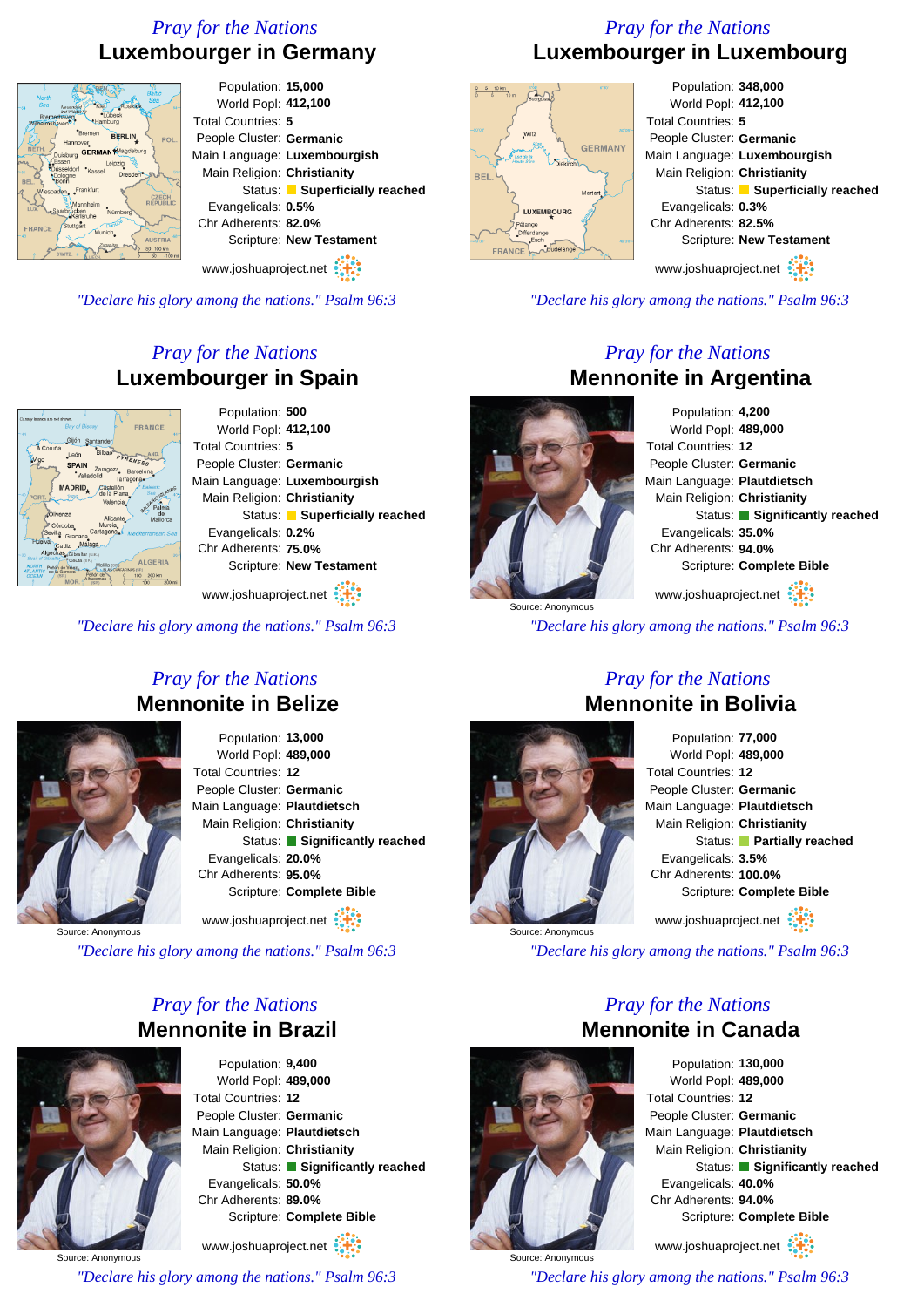## *Pray for the Nations*
# Luxembourger in Germany

Population: **15,000**
World Popl: **412,100**
Total Countries: **5**
People Cluster: **Germanic**
Main Language: **Luxembourgish**
Main Religion: **Christianity**
Status: **Superficially reached**
Evangelicals: **0.5%**
Chr Adherents: **82.0%**
Scripture: **New Testament**

www.joshuaproject.net

*"Declare his glory among the nations." Psalm 96:3*

## *Pray for the Nations*
# Luxembourger in Luxembourg

Population: **348,000**
World Popl: **412,100**
Total Countries: **5**
People Cluster: **Germanic**
Main Language: **Luxembourgish**
Main Religion: **Christianity**
Status: **Superficially reached**
Evangelicals: **0.3%**
Chr Adherents: **82.5%**
Scripture: **New Testament**

www.joshuaproject.net

*"Declare his glory among the nations." Psalm 96:3*

## *Pray for the Nations*
# Luxembourger in Spain

Population: **500**
World Popl: **412,100**
Total Countries: **5**
People Cluster: **Germanic**
Main Language: **Luxembourgish**
Main Religion: **Christianity**
Status: **Superficially reached**
Evangelicals: **0.2%**
Chr Adherents: **75.0%**
Scripture: **New Testament**

www.joshuaproject.net

*"Declare his glory among the nations." Psalm 96:3*

## *Pray for the Nations*
# Mennonite in Argentina

Source: Anonymous

Population: **4,200**
World Popl: **489,000**
Total Countries: **12**
People Cluster: **Germanic**
Main Language: **Plautdietsch**
Main Religion: **Christianity**
Status: **Significantly reached**
Evangelicals: **35.0%**
Chr Adherents: **94.0%**
Scripture: **Complete Bible**

www.joshuaproject.net

*"Declare his glory among the nations." Psalm 96:3*

## *Pray for the Nations*
# Mennonite in Belize

Source: Anonymous

Population: **13,000**
World Popl: **489,000**
Total Countries: **12**
People Cluster: **Germanic**
Main Language: **Plautdietsch**
Main Religion: **Christianity**
Status: **Significantly reached**
Evangelicals: **20.0%**
Chr Adherents: **95.0%**
Scripture: **Complete Bible**

www.joshuaproject.net

*"Declare his glory among the nations." Psalm 96:3*

## *Pray for the Nations*
# Mennonite in Bolivia

Source: Anonymous

Population: **77,000**
World Popl: **489,000**
Total Countries: **12**
People Cluster: **Germanic**
Main Language: **Plautdietsch**
Main Religion: **Christianity**
Status: **Partially reached**
Evangelicals: **3.5%**
Chr Adherents: **100.0%**
Scripture: **Complete Bible**

www.joshuaproject.net

*"Declare his glory among the nations." Psalm 96:3*

## *Pray for the Nations*
# Mennonite in Brazil

Source: Anonymous

Population: **9,400**
World Popl: **489,000**
Total Countries: **12**
People Cluster: **Germanic**
Main Language: **Plautdietsch**
Main Religion: **Christianity**
Status: **Significantly reached**
Evangelicals: **50.0%**
Chr Adherents: **89.0%**
Scripture: **Complete Bible**

www.joshuaproject.net

*"Declare his glory among the nations." Psalm 96:3*

## *Pray for the Nations*
# Mennonite in Canada

Source: Anonymous

Population: **130,000**
World Popl: **489,000**
Total Countries: **12**
People Cluster: **Germanic**
Main Language: **Plautdietsch**
Main Religion: **Christianity**
Status: **Significantly reached**
Evangelicals: **40.0%**
Chr Adherents: **94.0%**
Scripture: **Complete Bible**

www.joshuaproject.net

*"Declare his glory among the nations." Psalm 96:3*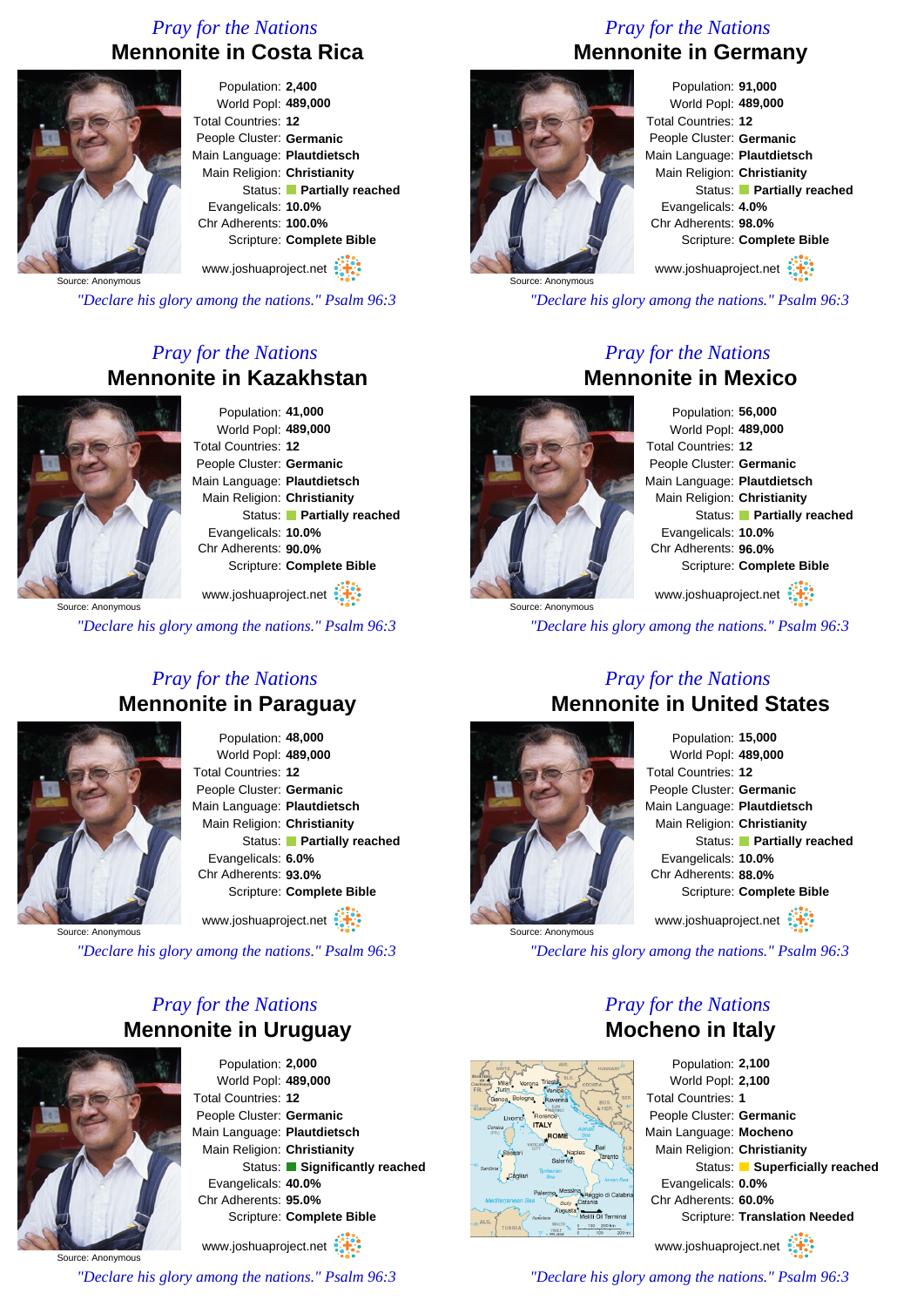*Pray for the Nations*

## Mennonite in Costa Rica

Population: **2,400**
World Popl: **489,000**
Total Countries: **12**
People Cluster: **Germanic**
Main Language: **Plautdietsch**
Main Religion: **Christianity**
Status: **Partially reached**
Evangelicals: **10.0%**
Chr Adherents: **100.0%**
Scripture: **Complete Bible**

Source: Anonymous

www.joshuaproject.net

*"Declare his glory among the nations." Psalm 96:3*

*Pray for the Nations*

## Mennonite in Germany

Population: **91,000**
World Popl: **489,000**
Total Countries: **12**
People Cluster: **Germanic**
Main Language: **Plautdietsch**
Main Religion: **Christianity**
Status: **Partially reached**
Evangelicals: **4.0%**
Chr Adherents: **98.0%**
Scripture: **Complete Bible**

Source: Anonymous

www.joshuaproject.net

*"Declare his glory among the nations." Psalm 96:3*

*Pray for the Nations*

## Mennonite in Kazakhstan

Population: **41,000**
World Popl: **489,000**
Total Countries: **12**
People Cluster: **Germanic**
Main Language: **Plautdietsch**
Main Religion: **Christianity**
Status: **Partially reached**
Evangelicals: **10.0%**
Chr Adherents: **90.0%**
Scripture: **Complete Bible**

Source: Anonymous

www.joshuaproject.net

*"Declare his glory among the nations." Psalm 96:3*

*Pray for the Nations*

## Mennonite in Mexico

Population: **56,000**
World Popl: **489,000**
Total Countries: **12**
People Cluster: **Germanic**
Main Language: **Plautdietsch**
Main Religion: **Christianity**
Status: **Partially reached**
Evangelicals: **10.0%**
Chr Adherents: **96.0%**
Scripture: **Complete Bible**

Source: Anonymous

www.joshuaproject.net

*"Declare his glory among the nations." Psalm 96:3*

*Pray for the Nations*

## Mennonite in Paraguay

Population: **48,000**
World Popl: **489,000**
Total Countries: **12**
People Cluster: **Germanic**
Main Language: **Plautdietsch**
Main Religion: **Christianity**
Status: **Partially reached**
Evangelicals: **6.0%**
Chr Adherents: **93.0%**
Scripture: **Complete Bible**

Source: Anonymous

www.joshuaproject.net

*"Declare his glory among the nations." Psalm 96:3*

*Pray for the Nations*

## Mennonite in United States

Population: **15,000**
World Popl: **489,000**
Total Countries: **12**
People Cluster: **Germanic**
Main Language: **Plautdietsch**
Main Religion: **Christianity**
Status: **Partially reached**
Evangelicals: **10.0%**
Chr Adherents: **88.0%**
Scripture: **Complete Bible**

Source: Anonymous

www.joshuaproject.net

*"Declare his glory among the nations." Psalm 96:3*

*Pray for the Nations*

## Mennonite in Uruguay

Population: **2,000**
World Popl: **489,000**
Total Countries: **12**
People Cluster: **Germanic**
Main Language: **Plautdietsch**
Main Religion: **Christianity**
Status: **Significantly reached**
Evangelicals: **40.0%**
Chr Adherents: **95.0%**
Scripture: **Complete Bible**

Source: Anonymous

www.joshuaproject.net

*"Declare his glory among the nations." Psalm 96:3*

*Pray for the Nations*

## Mocheno in Italy

Population: **2,100**
World Popl: **2,100**
Total Countries: **1**
People Cluster: **Germanic**
Main Language: **Mocheno**
Main Religion: **Christianity**
Status: **Superficially reached**
Evangelicals: **0.0%**
Chr Adherents: **60.0%**
Scripture: **Translation Needed**

www.joshuaproject.net

*"Declare his glory among the nations." Psalm 96:3*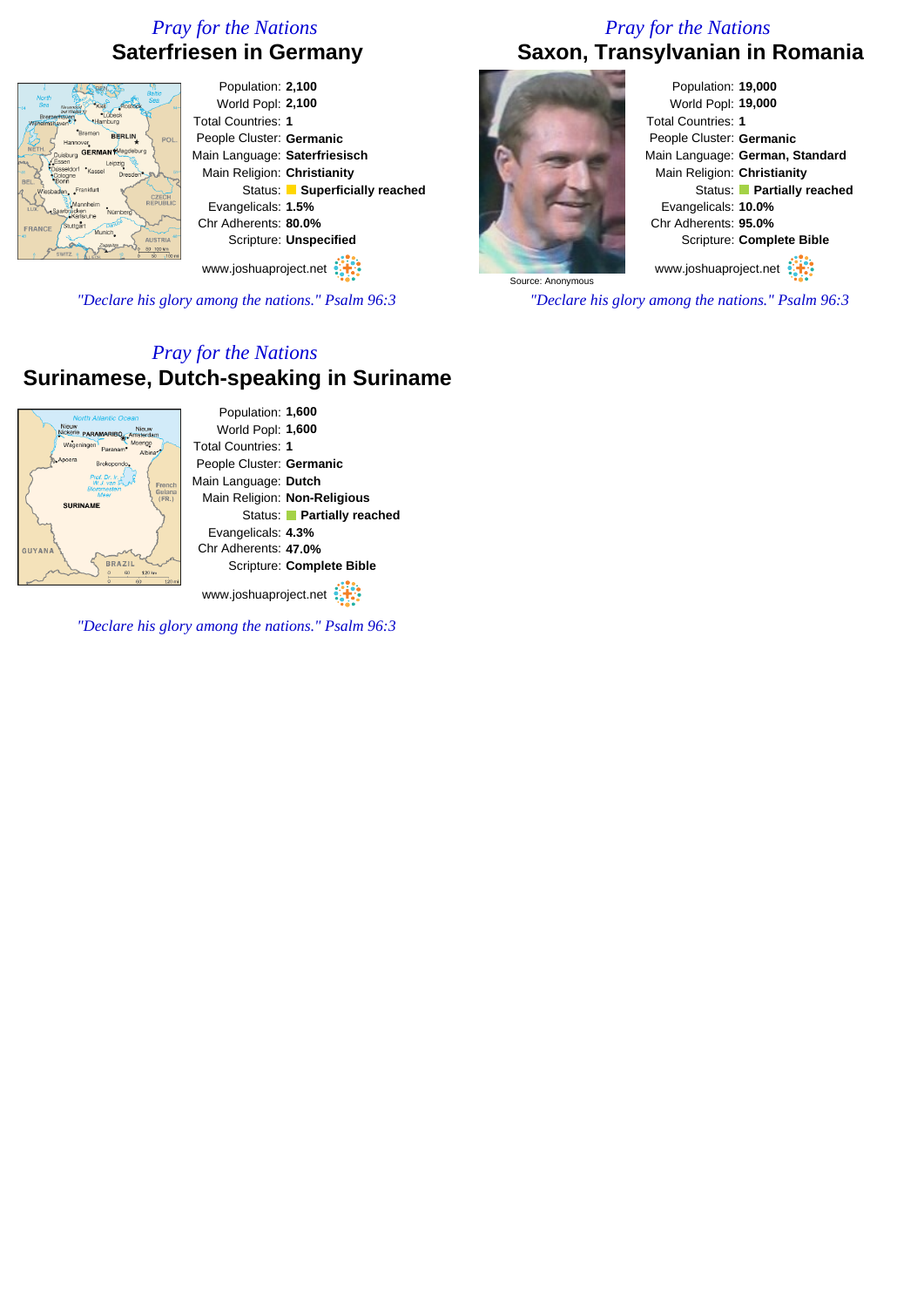*Pray for the Nations*

## Saterfriesen in Germany

Population: **2,100**
World Popl: **2,100**
Total Countries: **1**
People Cluster: **Germanic**
Main Language: **Saterfriesisch**
Main Religion: **Christianity**
Status: **Superficially reached**
Evangelicals: **1.5%**
Chr Adherents: **80.0%**
Scripture: **Unspecified**

www.joshuaproject.net

*"Declare his glory among the nations." Psalm 96:3*

*Pray for the Nations*

## Saxon, Transylvanian in Romania

Source: Anonymous

Population: **19,000**
World Popl: **19,000**
Total Countries: **1**
People Cluster: **Germanic**
Main Language: **German, Standard**
Main Religion: **Christianity**
Status: **Partially reached**
Evangelicals: **10.0%**
Chr Adherents: **95.0%**
Scripture: **Complete Bible**

www.joshuaproject.net

*"Declare his glory among the nations." Psalm 96:3*

*Pray for the Nations*

## Surinamese, Dutch-speaking in Suriname

Population: **1,600**
World Popl: **1,600**
Total Countries: **1**
People Cluster: **Germanic**
Main Language: **Dutch**
Main Religion: **Non-Religious**
Status: **Partially reached**
Evangelicals: **4.3%**
Chr Adherents: **47.0%**
Scripture: **Complete Bible**

www.joshuaproject.net

*"Declare his glory among the nations." Psalm 96:3*